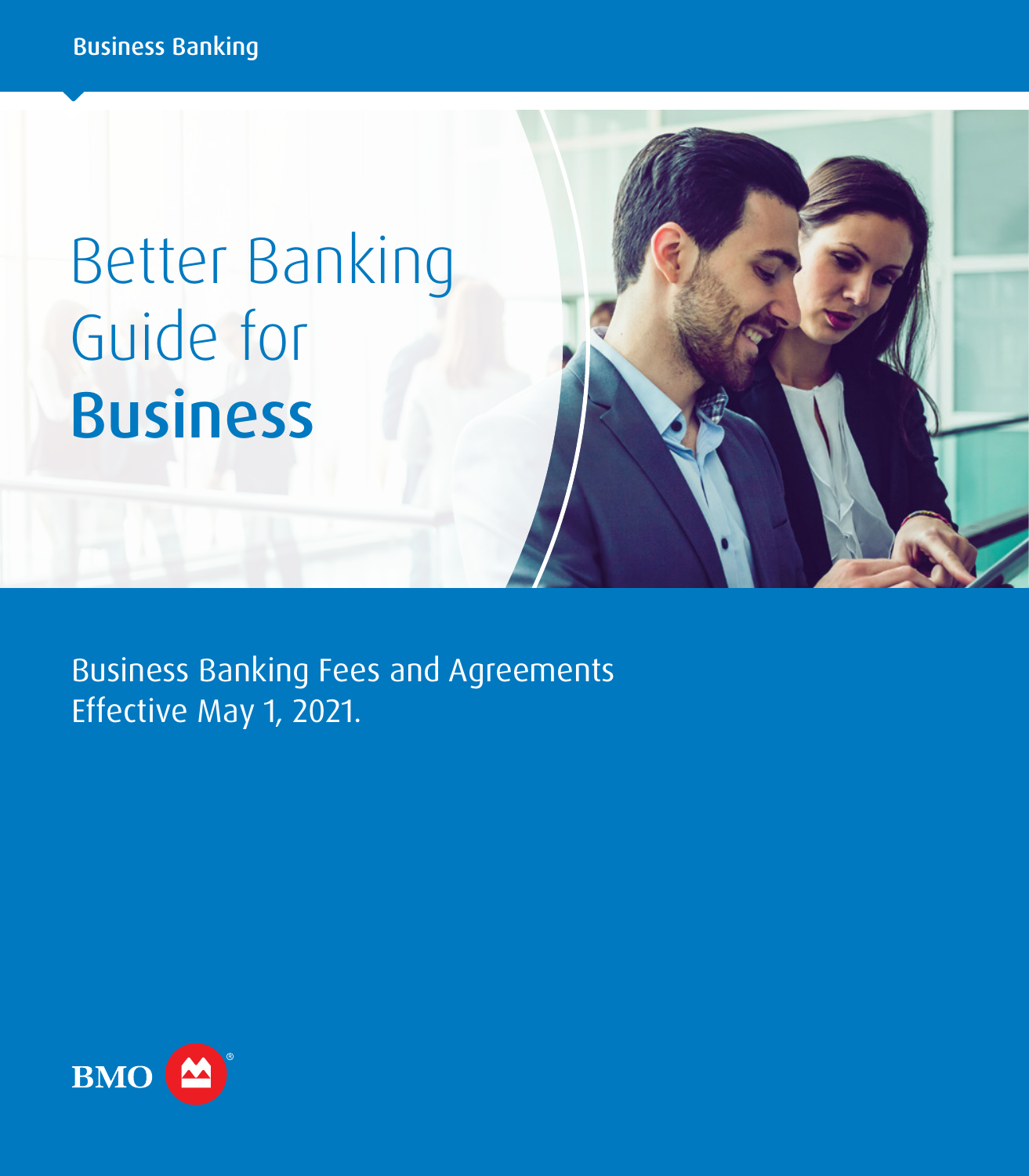Business Banking

# Better Banking Guide for **Business**

Business Banking Fees and Agreements
Effective May 1, 2021.

BMO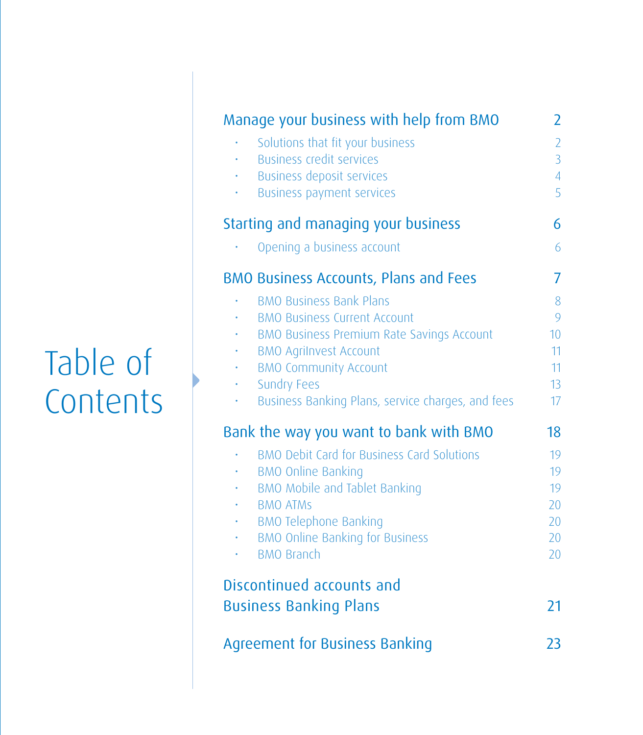# Table of Contents

| | |
|---|---|
| **Manage your business with help from BMO** | **2** |
| • Solutions that fit your business | 2 |
| • Business credit services | 3 |
| • Business deposit services | 4 |
| • Business payment services | 5 |
| **Starting and managing your business** | **6** |
| • Opening a business account | 6 |
| **BMO Business Accounts, Plans and Fees** | **7** |
| • BMO Business Bank Plans | 8 |
| • BMO Business Current Account | 9 |
| • BMO Business Premium Rate Savings Account | 10 |
| • BMO AgriInvest Account | 11 |
| • BMO Community Account | 11 |
| • Sundry Fees | 13 |
| • Business Banking Plans, service charges, and fees | 17 |
| **Bank the way you want to bank with BMO** | **18** |
| • BMO Debit Card for Business Card Solutions | 19 |
| • BMO Online Banking | 19 |
| • BMO Mobile and Tablet Banking | 19 |
| • BMO ATMs | 20 |
| • BMO Telephone Banking | 20 |
| • BMO Online Banking for Business | 20 |
| • BMO Branch | 20 |
| **Discontinued accounts and Business Banking Plans** | **21** |
| **Agreement for Business Banking** | **23** |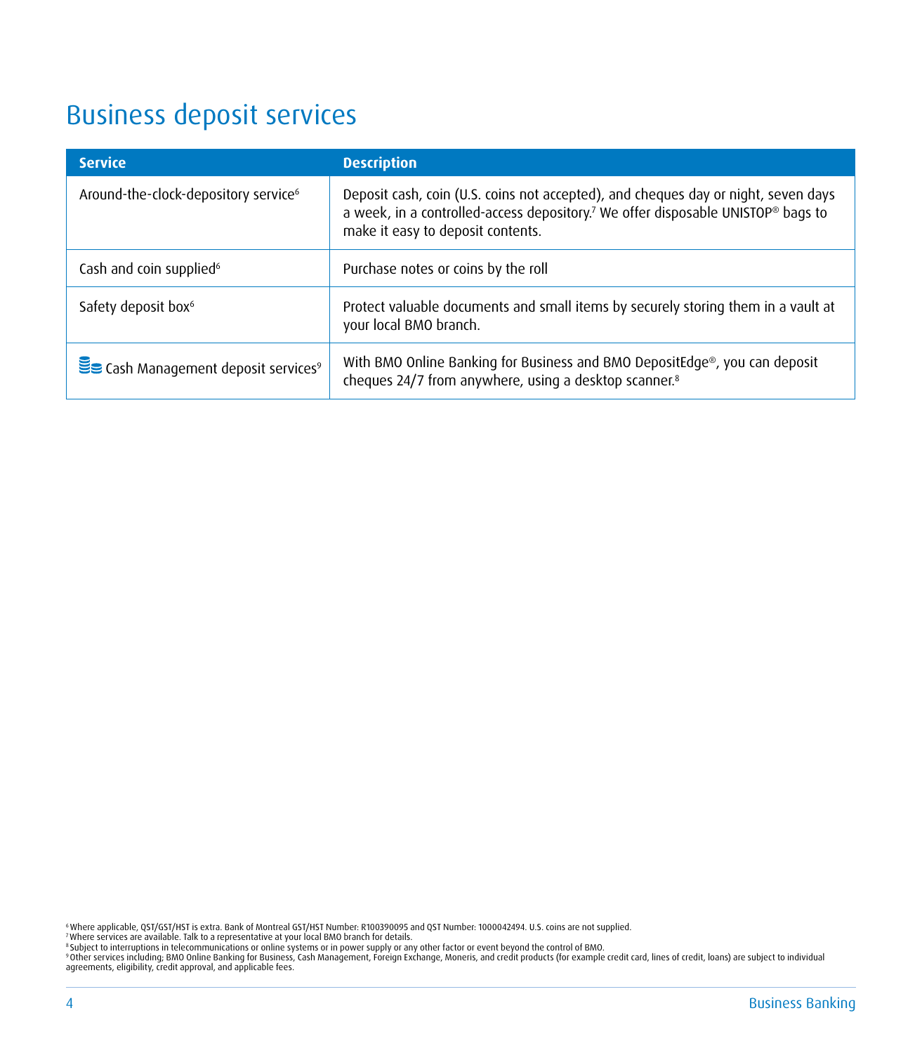# Business deposit services

| Service | Description |
|---|---|
| Around-the-clock-depository service[6] | Deposit cash, coin (U.S. coins not accepted), and cheques day or night, seven days a week, in a controlled-access depository.[7] We offer disposable UNISTOP® bags to make it easy to deposit contents. |
| Cash and coin supplied[6] | Purchase notes or coins by the roll |
| Safety deposit box[6] | Protect valuable documents and small items by securely storing them in a vault at your local BMO branch. |
| Cash Management deposit services[9] | With BMO Online Banking for Business and BMO DepositEdge®, you can deposit cheques 24/7 from anywhere, using a desktop scanner.[8] |

[6] Where applicable, QST/GST/HST is extra. Bank of Montreal GST/HST Number: R100390095 and QST Number: 1000042494. U.S. coins are not supplied.
[7] Where services are available. Talk to a representative at your local BMO branch for details.
[8] Subject to interruptions in telecommunications or online systems or in power supply or any other factor or event beyond the control of BMO.
[9] Other services including; BMO Online Banking for Business, Cash Management, Foreign Exchange, Moneris, and credit products (for example credit card, lines of credit, loans) are subject to individual agreements, eligibility, credit approval, and applicable fees.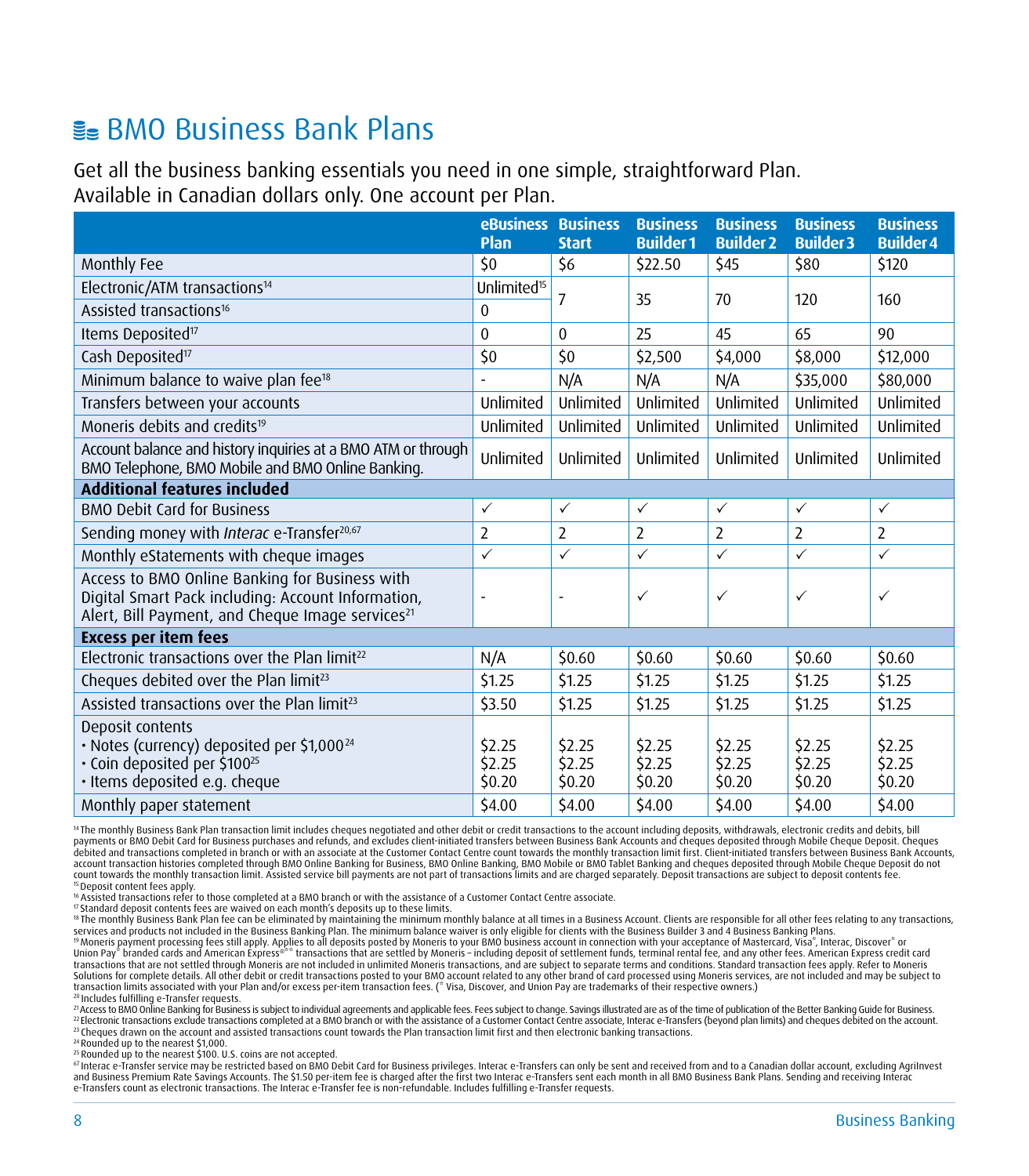# BMO Business Bank Plans

Get all the business banking essentials you need in one simple, straightforward Plan. Available in Canadian dollars only. One account per Plan.

| | eBusiness Plan | Business Start | Business Builder 1 | Business Builder 2 | Business Builder 3 | Business Builder 4 |
|---|---|---|---|---|---|---|
| Monthly Fee | $0 | $6 | $22.50 | $45 | $80 | $120 |
| Electronic/ATM transactions[14] | Unlimited[15] | 7 | 35 | 70 | 120 | 160 |
| Assisted transactions[16] | 0 | | | | | |
| Items Deposited[17] | 0 | 0 | 25 | 45 | 65 | 90 |
| Cash Deposited[17] | $0 | $0 | $2,500 | $4,000 | $8,000 | $12,000 |
| Minimum balance to waive plan fee[18] | - | N/A | N/A | N/A | $35,000 | $80,000 |
| Transfers between your accounts | Unlimited | Unlimited | Unlimited | Unlimited | Unlimited | Unlimited |
| Moneris debits and credits[19] | Unlimited | Unlimited | Unlimited | Unlimited | Unlimited | Unlimited |
| Account balance and history inquiries at a BMO ATM or through BMO Telephone, BMO Mobile and BMO Online Banking. | Unlimited | Unlimited | Unlimited | Unlimited | Unlimited | Unlimited |
| **Additional features included** | | | | | | |
| BMO Debit Card for Business | ✓ | ✓ | ✓ | ✓ | ✓ | ✓ |
| Sending money with *Interac* e-Transfer[20,67] | 2 | 2 | 2 | 2 | 2 | 2 |
| Monthly eStatements with cheque images | ✓ | ✓ | ✓ | ✓ | ✓ | ✓ |
| Access to BMO Online Banking for Business with Digital Smart Pack including: Account Information, Alert, Bill Payment, and Cheque Image services[21] | - | - | ✓ | ✓ | ✓ | ✓ |
| **Excess per item fees** | | | | | | |
| Electronic transactions over the Plan limit[22] | N/A | $0.60 | $0.60 | $0.60 | $0.60 | $0.60 |
| Cheques debited over the Plan limit[23] | $1.25 | $1.25 | $1.25 | $1.25 | $1.25 | $1.25 |
| Assisted transactions over the Plan limit[23] | $3.50 | $1.25 | $1.25 | $1.25 | $1.25 | $1.25 |
| Deposit contents<br>• Notes (currency) deposited per $1,000[24]<br>• Coin deposited per $100[25]<br>• Items deposited e.g. cheque | <br>$2.25<br>$2.25<br>$0.20 | <br>$2.25<br>$2.25<br>$0.20 | <br>$2.25<br>$2.25<br>$0.20 | <br>$2.25<br>$2.25<br>$0.20 | <br>$2.25<br>$2.25<br>$0.20 | <br>$2.25<br>$2.25<br>$0.20 |
| Monthly paper statement | $4.00 | $4.00 | $4.00 | $4.00 | $4.00 | $4.00 |

[14] The monthly Business Bank Plan transaction limit includes cheques negotiated and other debit or credit transactions to the account including deposits, withdrawals, electronic credits and debits, bill payments or BMO Debit Card for Business purchases and refunds, and excludes client-initiated transfers between Business Bank Accounts and cheques deposited through Mobile Cheque Deposit. Cheques debited and transactions completed in branch or with an associate at the Customer Contact Centre count towards the monthly transaction limit first. Client-initiated transfers between Business Bank Accounts, account transaction histories completed through BMO Online Banking for Business, BMO Online Banking, BMO Mobile or BMO Tablet Banking and cheques deposited through Mobile Cheque Deposit do not count towards the monthly transaction limit. Assisted service bill payments are not part of transactions limits and are charged separately. Deposit transactions are subject to deposit contents fee.

[15] Deposit content fees apply.

[16] Assisted transactions refer to those completed at a BMO branch or with the assistance of a Customer Contact Centre associate.

[17] Standard deposit contents fees are waived on each month's deposits up to these limits.

[18] The monthly Business Bank Plan fee can be eliminated by maintaining the minimum monthly balance at all times in a Business Account. Clients are responsible for all other fees relating to any transactions, services and products not included in the Business Banking Plan. The minimum balance waiver is only eligible for clients with the Business Builder 3 and 4 Business Banking Plans.

[19] Moneris payment processing fees still apply. Applies to all deposits posted by Moneris to your BMO business account in connection with your acceptance of Mastercard, Visa®, Interac, Discover® or Union Pay® branded cards and American Express®** transactions that are settled by Moneris – including deposit of settlement funds, terminal rental fee, and any other fees. American Express credit card transactions that are not settled through Moneris are not included in unlimited Moneris transactions, and are subject to separate terms and conditions. Standard transaction fees apply. Refer to Moneris Solutions for complete details. All other debit or credit transactions posted to your BMO account related to any other brand of card processed using Moneris services, are not included and may be subject to transaction limits associated with your Plan and/or excess per-item transaction fees. (® Visa, Discover, and Union Pay are trademarks of their respective owners.)

[20] Includes fulfilling e-Transfer requests.

[21] Access to BMO Online Banking for Business is subject to individual agreements and applicable fees. Fees subject to change. Savings illustrated are as of the time of publication of the Better Banking Guide for Business.

[22] Electronic transactions exclude transactions completed at a BMO branch or with the assistance of a Customer Contact Centre associate, Interac e-Transfers (beyond plan limits) and cheques debited on the account.

[23] Cheques drawn on the account and assisted transactions count towards the Plan transaction limit first and then electronic banking transactions.

[24] Rounded up to the nearest $1,000.

[25] Rounded up to the nearest $100. U.S. coins are not accepted.

[67] Interac e-Transfer service may be restricted based on BMO Debit Card for Business privileges. Interac e-Transfers can only be sent and received from and to a Canadian dollar account, excluding AgriInvest and Business Premium Rate Savings Accounts. The $1.50 per-item fee is charged after the first two Interac e-Transfers sent each month in all BMO Business Bank Plans. Sending and receiving Interac e-Transfers count as electronic transactions. The Interac e-Transfer fee is non-refundable. Includes fulfilling e-Transfer requests.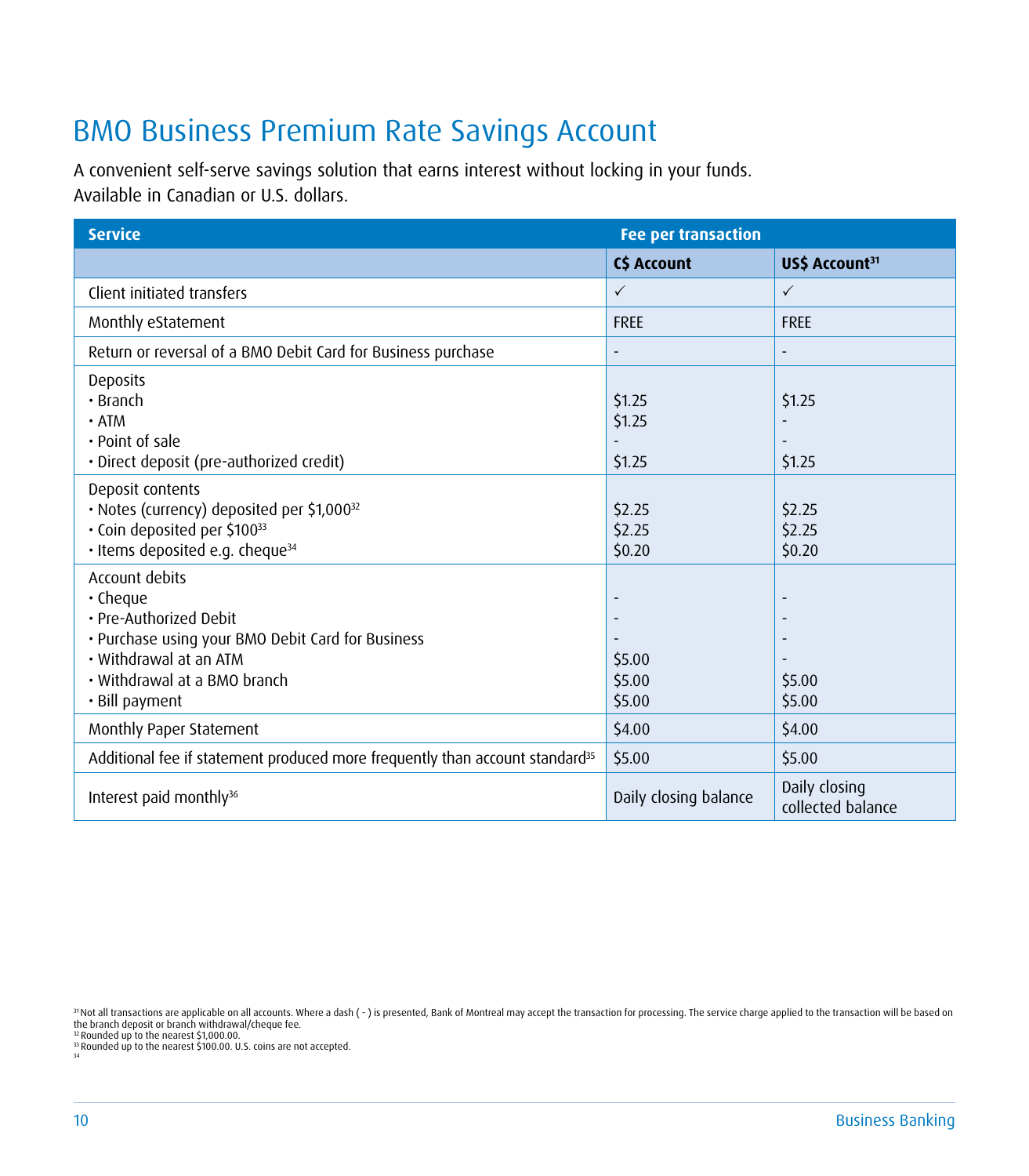# BMO Business Premium Rate Savings Account

A convenient self-serve savings solution that earns interest without locking in your funds.
Available in Canadian or U.S. dollars.

| Service | Fee per transaction | |
|---|---|---|
| | C$ Account | US$ Account[31] |
| Client initiated transfers | ✓ | ✓ |
| Monthly eStatement | FREE | FREE |
| Return or reversal of a BMO Debit Card for Business purchase | - | - |
| Deposits | | |
| • Branch | $1.25 | $1.25 |
| • ATM | $1.25 | - |
| • Point of sale | - | - |
| • Direct deposit (pre-authorized credit) | $1.25 | $1.25 |
| Deposit contents | | |
| • Notes (currency) deposited per $1,000[32] | $2.25 | $2.25 |
| • Coin deposited per $100[33] | $2.25 | $2.25 |
| • Items deposited e.g. cheque[34] | $0.20 | $0.20 |
| Account debits | | |
| • Cheque | - | - |
| • Pre-Authorized Debit | - | - |
| • Purchase using your BMO Debit Card for Business | - | - |
| • Withdrawal at an ATM | $5.00 | - |
| • Withdrawal at a BMO branch | $5.00 | $5.00 |
| • Bill payment | $5.00 | $5.00 |
| Monthly Paper Statement | $4.00 | $4.00 |
| Additional fee if statement produced more frequently than account standard[35] | $5.00 | $5.00 |
| Interest paid monthly[36] | Daily closing balance | Daily closing collected balance |

[31] Not all transactions are applicable on all accounts. Where a dash ( - ) is presented, Bank of Montreal may accept the transaction for processing. The service charge applied to the transaction will be based on the branch deposit or branch withdrawal/cheque fee.
[32] Rounded up to the nearest $1,000.00.
[33] Rounded up to the nearest $100.00. U.S. coins are not accepted.
[34]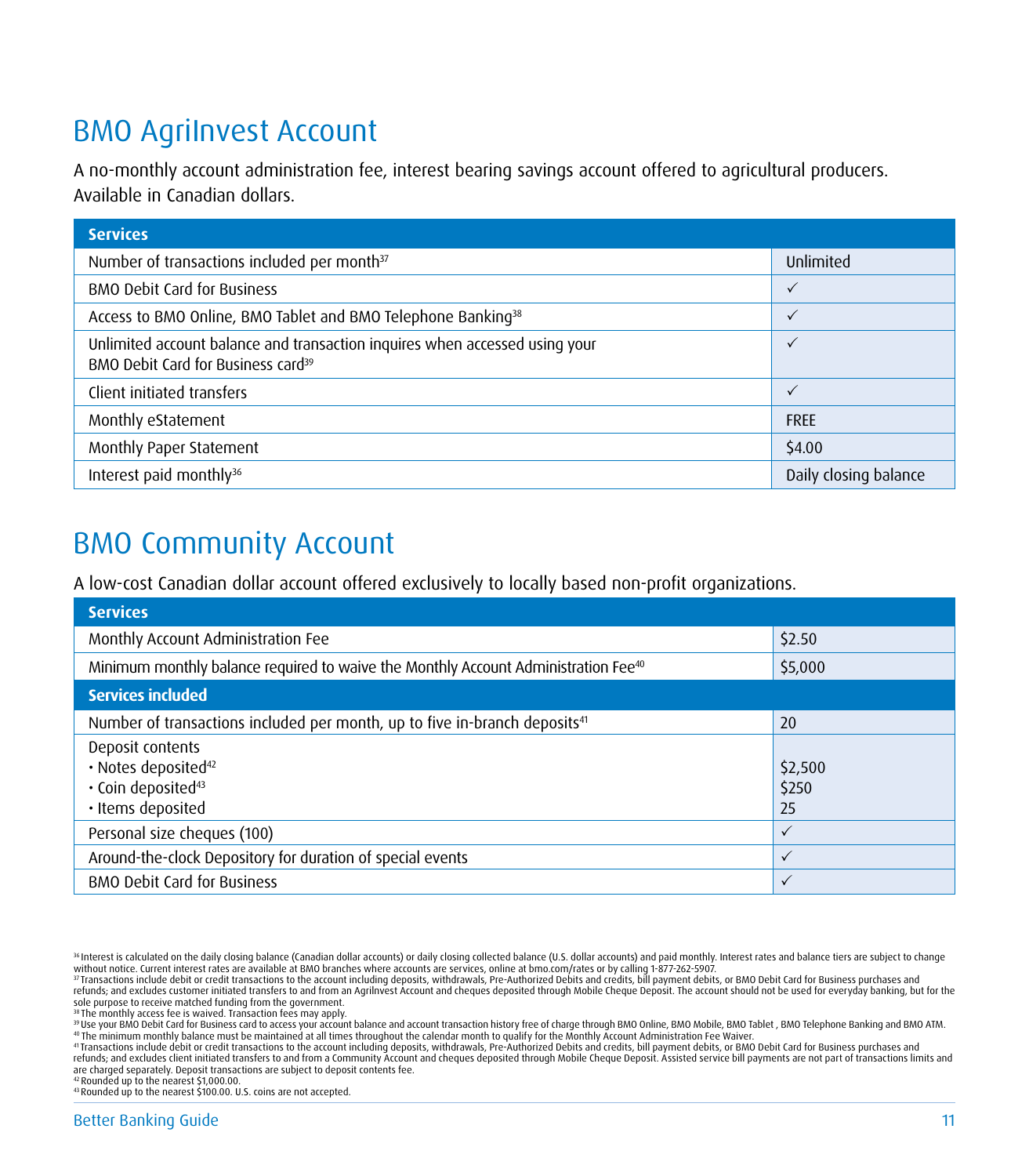## BMO AgriInvest Account

A no-monthly account administration fee, interest bearing savings account offered to agricultural producers. Available in Canadian dollars.

| Services | |
|---|---|
| Number of transactions included per month[37] | Unlimited |
| BMO Debit Card for Business | ✓ |
| Access to BMO Online, BMO Tablet and BMO Telephone Banking[38] | ✓ |
| Unlimited account balance and transaction inquires when accessed using your BMO Debit Card for Business card[39] | ✓ |
| Client initiated transfers | ✓ |
| Monthly eStatement | FREE |
| Monthly Paper Statement | $4.00 |
| Interest paid monthly[36] | Daily closing balance |

## BMO Community Account

A low-cost Canadian dollar account offered exclusively to locally based non-profit organizations.

| Services | |
|---|---|
| Monthly Account Administration Fee | $2.50 |
| Minimum monthly balance required to waive the Monthly Account Administration Fee[40] | $5,000 |
| **Services included** | |
| Number of transactions included per month, up to five in-branch deposits[41] | 20 |
| Deposit contents<br>• Notes deposited[42]<br>• Coin deposited[43]<br>• Items deposited | <br>$2,500<br>$250<br>25 |
| Personal size cheques (100) | ✓ |
| Around-the-clock Depository for duration of special events | ✓ |
| BMO Debit Card for Business | ✓ |

[36] Interest is calculated on the daily closing balance (Canadian dollar accounts) or daily closing collected balance (U.S. dollar accounts) and paid monthly. Interest rates and balance tiers are subject to change without notice. Current interest rates are available at BMO branches where accounts are services, online at bmo.com/rates or by calling 1-877-262-5907.
[37] Transactions include debit or credit transactions to the account including deposits, withdrawals, Pre-Authorized Debits and credits, bill payment debits, or BMO Debit Card for Business purchases and refunds; and excludes customer initiated transfers to and from an AgriInvest Account and cheques deposited through Mobile Cheque Deposit. The account should not be used for everyday banking, but for the sole purpose to receive matched funding from the government.
[38] The monthly access fee is waived. Transaction fees may apply.
[39] Use your BMO Debit Card for Business card to access your account balance and account transaction history free of charge through BMO Online, BMO Mobile, BMO Tablet , BMO Telephone Banking and BMO ATM.
[40] The minimum monthly balance must be maintained at all times throughout the calendar month to qualify for the Monthly Account Administration Fee Waiver.
[41] Transactions include debit or credit transactions to the account including deposits, withdrawals, Pre-Authorized Debits and credits, bill payment debits, or BMO Debit Card for Business purchases and refunds; and excludes client initiated transfers to and from a Community Account and cheques deposited through Mobile Cheque Deposit. Assisted service bill payments are not part of transactions limits and are charged separately. Deposit transactions are subject to deposit contents fee.
[42] Rounded up to the nearest $1,000.00.
[43] Rounded up to the nearest $100.00. U.S. coins are not accepted.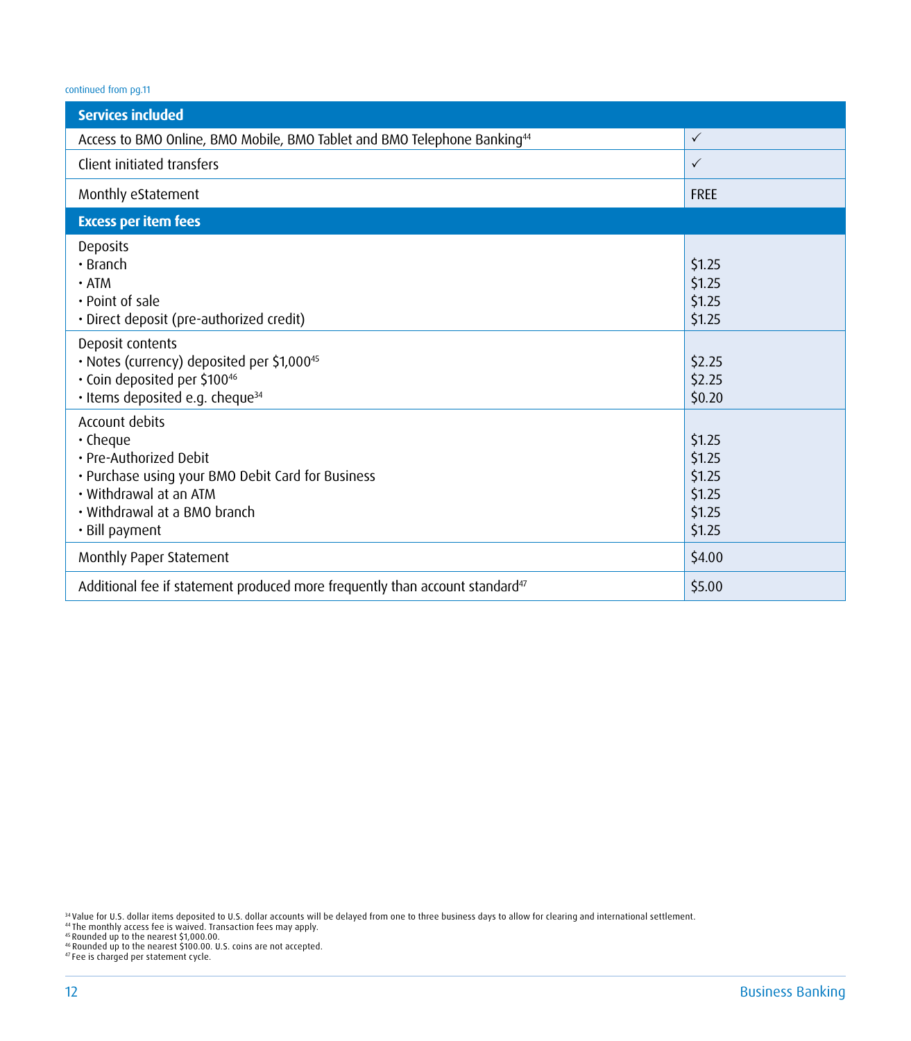continued from pg.11

| Services included | |
|---|---|
| Access to BMO Online, BMO Mobile, BMO Tablet and BMO Telephone Banking[44] | ✓ |
| Client initiated transfers | ✓ |
| Monthly eStatement | FREE |
| **Excess per item fees** | |
| Deposits<br>• Branch<br>• ATM<br>• Point of sale<br>• Direct deposit (pre-authorized credit) | <br>$1.25<br>$1.25<br>$1.25<br>$1.25 |
| Deposit contents<br>• Notes (currency) deposited per $1,000[45]<br>• Coin deposited per $100[46]<br>• Items deposited e.g. cheque[34] | <br>$2.25<br>$2.25<br>$0.20 |
| Account debits<br>• Cheque<br>• Pre-Authorized Debit<br>• Purchase using your BMO Debit Card for Business<br>• Withdrawal at an ATM<br>• Withdrawal at a BMO branch<br>• Bill payment | <br>$1.25<br>$1.25<br>$1.25<br>$1.25<br>$1.25<br>$1.25 |
| Monthly Paper Statement | $4.00 |
| Additional fee if statement produced more frequently than account standard[47] | $5.00 |

[34] Value for U.S. dollar items deposited to U.S. dollar accounts will be delayed from one to three business days to allow for clearing and international settlement.
[44] The monthly access fee is waived. Transaction fees may apply.
[45] Rounded up to the nearest $1,000.00.
[46] Rounded up to the nearest $100.00. U.S. coins are not accepted.
[47] Fee is charged per statement cycle.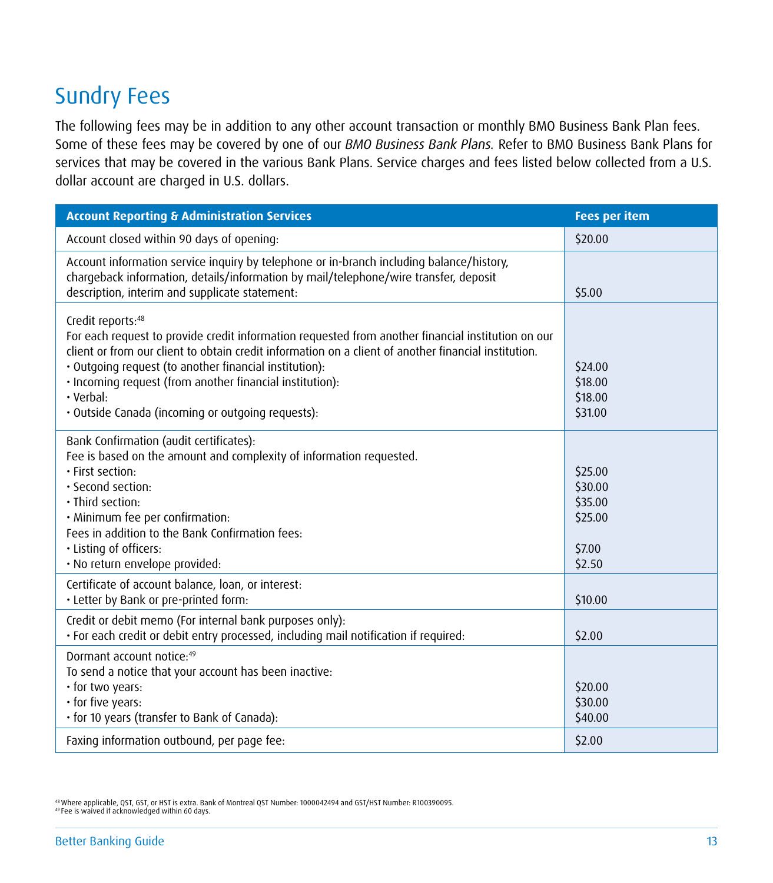# Sundry Fees

The following fees may be in addition to any other account transaction or monthly BMO Business Bank Plan fees. Some of these fees may be covered by one of our *BMO Business Bank Plans.* Refer to BMO Business Bank Plans for services that may be covered in the various Bank Plans. Service charges and fees listed below collected from a U.S. dollar account are charged in U.S. dollars.

| Account Reporting & Administration Services | Fees per item |
|---|---|
| Account closed within 90 days of opening: | $20.00 |
| Account information service inquiry by telephone or in-branch including balance/history, chargeback information, details/information by mail/telephone/wire transfer, deposit description, interim and supplicate statement: | $5.00 |
| Credit reports:[48]<br>For each request to provide credit information requested from another financial institution on our client or from our client to obtain credit information on a client of another financial institution.<br>• Outgoing request (to another financial institution):<br>• Incoming request (from another financial institution):<br>• Verbal:<br>• Outside Canada (incoming or outgoing requests): | <br><br><br>$24.00<br>$18.00<br>$18.00<br>$31.00 |
| Bank Confirmation (audit certificates):<br>Fee is based on the amount and complexity of information requested.<br>• First section:<br>• Second section:<br>• Third section:<br>• Minimum fee per confirmation:<br>Fees in addition to the Bank Confirmation fees:<br>• Listing of officers:<br>• No return envelope provided: | <br><br>$25.00<br>$30.00<br>$35.00<br>$25.00<br><br>$7.00<br>$2.50 |
| Certificate of account balance, loan, or interest:<br>• Letter by Bank or pre-printed form: | <br>$10.00 |
| Credit or debit memo (For internal bank purposes only):<br>• For each credit or debit entry processed, including mail notification if required: | <br>$2.00 |
| Dormant account notice:[49]<br>To send a notice that your account has been inactive:<br>• for two years:<br>• for five years:<br>• for 10 years (transfer to Bank of Canada): | <br><br>$20.00<br>$30.00<br>$40.00 |
| Faxing information outbound, per page fee: | $2.00 |

[48] Where applicable, QST, GST, or HST is extra. Bank of Montreal QST Number: 1000042494 and GST/HST Number: R100390095.
[49] Fee is waived if acknowledged within 60 days.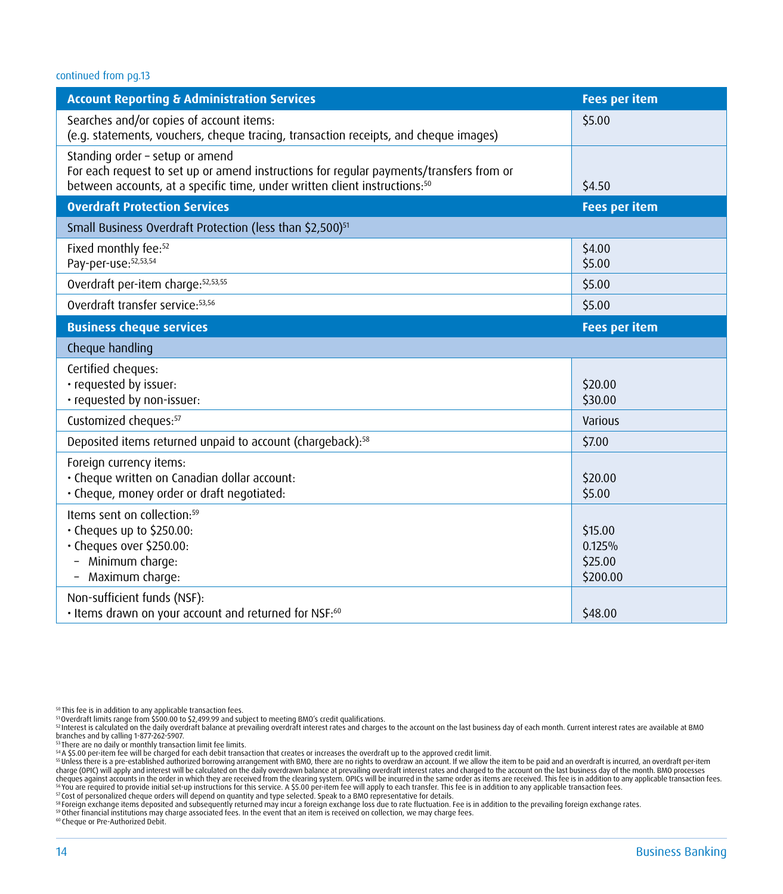continued from pg.13

| Account Reporting & Administration Services | Fees per item |
|---|---|
| Searches and/or copies of account items:<br>(e.g. statements, vouchers, cheque tracing, transaction receipts, and cheque images) | $5.00 |
| Standing order – setup or amend<br>For each request to set up or amend instructions for regular payments/transfers from or between accounts, at a specific time, under written client instructions:[50] | $4.50 |
| **Overdraft Protection Services** | **Fees per item** |
| Small Business Overdraft Protection (less than $2,500)[51] | |
| Fixed monthly fee:[52]<br>Pay-per-use:[52,53,54] | $4.00<br>$5.00 |
| Overdraft per-item charge:[52,53,55] | $5.00 |
| Overdraft transfer service:[53,56] | $5.00 |
| **Business cheque services** | **Fees per item** |
| Cheque handling | |
| Certified cheques:<br>• requested by issuer:<br>• requested by non-issuer: | <br>$20.00<br>$30.00 |
| Customized cheques:[57] | Various |
| Deposited items returned unpaid to account (chargeback):[58] | $7.00 |
| Foreign currency items:<br>• Cheque written on Canadian dollar account:<br>• Cheque, money order or draft negotiated: | <br>$20.00<br>$5.00 |
| Items sent on collection:[59]<br>• Cheques up to $250.00:<br>• Cheques over $250.00:<br>– Minimum charge:<br>– Maximum charge: | <br>$15.00<br>0.125%<br>$25.00<br>$200.00 |
| Non-sufficient funds (NSF):<br>• Items drawn on your account and returned for NSF:[60] | <br>$48.00 |

[50] This fee is in addition to any applicable transaction fees.
[51] Overdraft limits range from $500.00 to $2,499.99 and subject to meeting BMO's credit qualifications.
[52] Interest is calculated on the daily overdraft balance at prevailing overdraft interest rates and charges to the account on the last business day of each month. Current interest rates are available at BMO branches and by calling 1-877-262-5907.
[53] There are no daily or monthly transaction limit fee limits.
[54] A $5.00 per-item fee will be charged for each debit transaction that creates or increases the overdraft up to the approved credit limit.
[55] Unless there is a pre-established authorized borrowing arrangement with BMO, there are no rights to overdraw an account. If we allow the item to be paid and an overdraft is incurred, an overdraft per-item charge (OPIC) will apply and interest will be calculated on the daily overdrawn balance at prevailing overdraft interest rates and charged to the account on the last business day of the month. BMO processes cheques against accounts in the order in which they are received from the clearing system. OPICs will be incurred in the same order as items are received. This fee is in addition to any applicable transaction fees.
[56] You are required to provide initial set-up instructions for this service. A $5.00 per-item fee will apply to each transfer. This fee is in addition to any applicable transaction fees.
[57] Cost of personalized cheque orders will depend on quantity and type selected. Speak to a BMO representative for details.
[58] Foreign exchange items deposited and subsequently returned may incur a foreign exchange loss due to rate fluctuation. Fee is in addition to the prevailing foreign exchange rates.
[59] Other financial institutions may charge associated fees. In the event that an item is received on collection, we may charge fees.
[60] Cheque or Pre-Authorized Debit.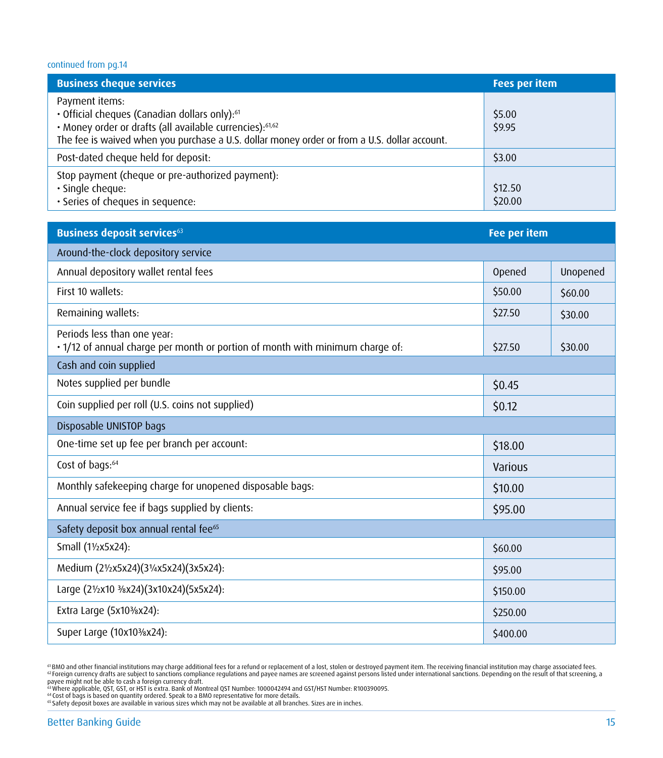continued from pg.14

| Business cheque services | Fees per item |
|---|---|
| Payment items:<br>• Official cheques (Canadian dollars only):[61]<br>• Money order or drafts (all available currencies):[61,62]<br>The fee is waived when you purchase a U.S. dollar money order or from a U.S. dollar account. | <br>$5.00<br>$9.95 |
| Post-dated cheque held for deposit: | $3.00 |
| Stop payment (cheque or pre-authorized payment):<br>• Single cheque:<br>• Series of cheques in sequence: | <br>$12.50<br>$20.00 |

| Business deposit services[63] | Fee per item | |
|---|---|---|
| **Around-the-clock depository service** | | |
| Annual depository wallet rental fees | Opened | Unopened |
| First 10 wallets: | $50.00 | $60.00 |
| Remaining wallets: | $27.50 | $30.00 |
| Periods less than one year:<br>• 1/12 of annual charge per month or portion of month with minimum charge of: | $27.50 | $30.00 |
| **Cash and coin supplied** | | |
| Notes supplied per bundle | $0.45 | |
| Coin supplied per roll (U.S. coins not supplied) | $0.12 | |
| **Disposable UNISTOP bags** | | |
| One-time set up fee per branch per account: | $18.00 | |
| Cost of bags:[64] | Various | |
| Monthly safekeeping charge for unopened disposable bags: | $10.00 | |
| Annual service fee if bags supplied by clients: | $95.00 | |
| **Safety deposit box annual rental fee[65]** | | |
| Small (1½x5x24): | $60.00 | |
| Medium (2½x5x24)(3¼x5x24)(3x5x24): | $95.00 | |
| Large (2½x10 ⅜x24)(3x10x24)(5x5x24): | $150.00 | |
| Extra Large (5x10⅜x24): | $250.00 | |
| Super Large (10x10⅜x24): | $400.00 | |

[61] BMO and other financial institutions may charge additional fees for a refund or replacement of a lost, stolen or destroyed payment item. The receiving financial institution may charge associated fees.
[62] Foreign currency drafts are subject to sanctions compliance regulations and payee names are screened against persons listed under international sanctions. Depending on the result of that screening, a payee might not be able to cash a foreign currency draft.
[63] Where applicable, QST, GST, or HST is extra. Bank of Montreal QST Number: 1000042494 and GST/HST Number: R100390095.
[64] Cost of bags is based on quantity ordered. Speak to a BMO representative for more details.
[65] Safety deposit boxes are available in various sizes which may not be available at all branches. Sizes are in inches.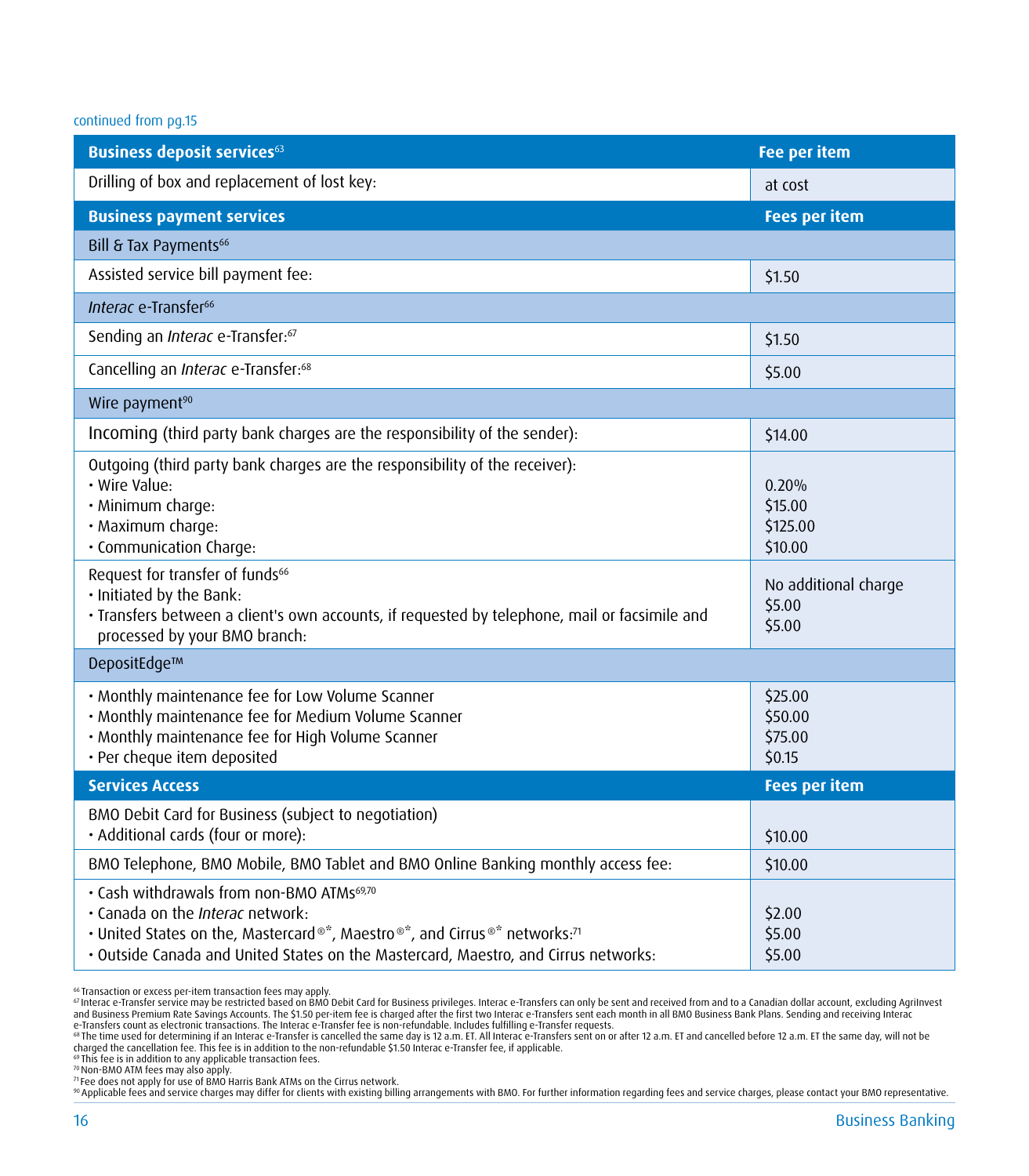continued from pg.15

| Business deposit services[63] | Fee per item |
|---|---|
| Drilling of box and replacement of lost key: | at cost |
| **Business payment services** | **Fees per item** |
| Bill & Tax Payments[66] | |
| Assisted service bill payment fee: | $1.50 |
| *Interac* e-Transfer[66] | |
| Sending an *Interac* e-Transfer:[67] | $1.50 |
| Cancelling an *Interac* e-Transfer:[68] | $5.00 |
| Wire payment[90] | |
| Incoming (third party bank charges are the responsibility of the sender): | $14.00 |
| Outgoing (third party bank charges are the responsibility of the receiver):<br>• Wire Value:<br>• Minimum charge:<br>• Maximum charge:<br>• Communication Charge: | <br>0.20%<br>$15.00<br>$125.00<br>$10.00 |
| Request for transfer of funds[66]<br>• Initiated by the Bank:<br>• Transfers between a client's own accounts, if requested by telephone, mail or facsimile and processed by your BMO branch: | No additional charge<br>$5.00<br>$5.00 |
| DepositEdge™ | |
| • Monthly maintenance fee for Low Volume Scanner<br>• Monthly maintenance fee for Medium Volume Scanner<br>• Monthly maintenance fee for High Volume Scanner<br>• Per cheque item deposited | $25.00<br>$50.00<br>$75.00<br>$0.15 |
| **Services Access** | **Fees per item** |
| BMO Debit Card for Business (subject to negotiation)<br>• Additional cards (four or more): | <br>$10.00 |
| BMO Telephone, BMO Mobile, BMO Tablet and BMO Online Banking monthly access fee: | $10.00 |
| • Cash withdrawals from non-BMO ATMs[69,70]<br>• Canada on the *Interac* network:<br>• United States on the, Mastercard®*, Maestro®*, and Cirrus®* networks:[71]<br>• Outside Canada and United States on the Mastercard, Maestro, and Cirrus networks: | <br>$2.00<br>$5.00<br>$5.00 |

[66] Transaction or excess per-item transaction fees may apply.
[67] Interac e-Transfer service may be restricted based on BMO Debit Card for Business privileges. Interac e-Transfers can only be sent and received from and to a Canadian dollar account, excluding AgriInvest and Business Premium Rate Savings Accounts. The $1.50 per-item fee is charged after the first two Interac e-Transfers sent each month in all BMO Business Bank Plans. Sending and receiving Interac e-Transfers count as electronic transactions. The Interac e-Transfer fee is non-refundable. Includes fulfilling e-Transfer requests.
[68] The time used for determining if an Interac e-Transfer is cancelled the same day is 12 a.m. ET. All Interac e-Transfers sent on or after 12 a.m. ET and cancelled before 12 a.m. ET the same day, will not be charged the cancellation fee. This fee is in addition to the non-refundable $1.50 Interac e-Transfer fee, if applicable.
[69] This fee is in addition to any applicable transaction fees.
[70] Non-BMO ATM fees may also apply.
[71] Fee does not apply for use of BMO Harris Bank ATMs on the Cirrus network.
[90] Applicable fees and service charges may differ for clients with existing billing arrangements with BMO. For further information regarding fees and service charges, please contact your BMO representative.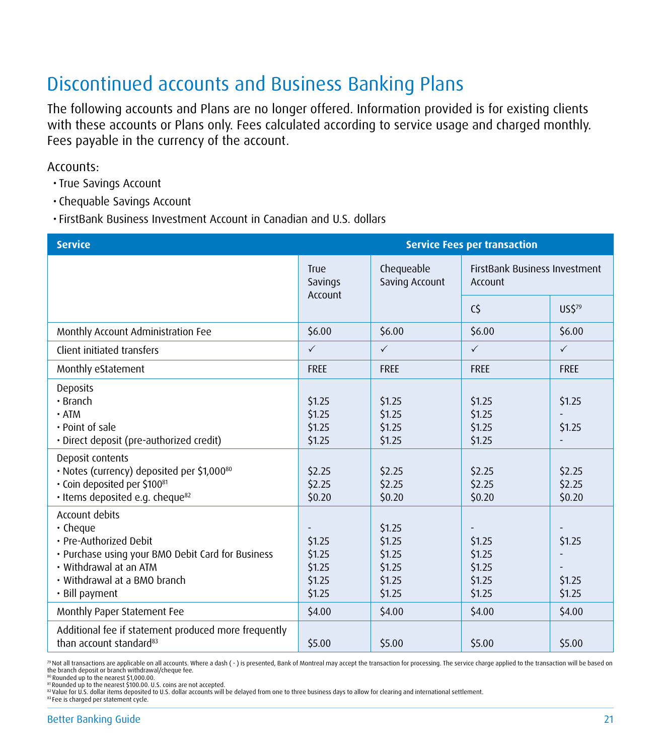# Discontinued accounts and Business Banking Plans

The following accounts and Plans are no longer offered. Information provided is for existing clients with these accounts or Plans only. Fees calculated according to service usage and charged monthly. Fees payable in the currency of the account.

Accounts:

- True Savings Account
- Chequable Savings Account
- FirstBank Business Investment Account in Canadian and U.S. dollars

| Service | Service Fees per transaction | | | |
|---|---|---|---|---|
| | True Savings Account | Chequeable Saving Account | FirstBank Business Investment Account | |
| | | | C$ | US$[79] |
| Monthly Account Administration Fee | $6.00 | $6.00 | $6.00 | $6.00 |
| Client initiated transfers | ✓ | ✓ | ✓ | ✓ |
| Monthly eStatement | FREE | FREE | FREE | FREE |
| Deposits<br>• Branch<br>• ATM<br>• Point of sale<br>• Direct deposit (pre-authorized credit) | <br>$1.25<br>$1.25<br>$1.25<br>$1.25 | <br>$1.25<br>$1.25<br>$1.25<br>$1.25 | <br>$1.25<br>$1.25<br>$1.25<br>$1.25 | <br>$1.25<br>-<br>$1.25<br>- |
| Deposit contents<br>• Notes (currency) deposited per $1,000[80]<br>• Coin deposited per $100[81]<br>• Items deposited e.g. cheque[82] | <br>$2.25<br>$2.25<br>$0.20 | <br>$2.25<br>$2.25<br>$0.20 | <br>$2.25<br>$2.25<br>$0.20 | <br>$2.25<br>$2.25<br>$0.20 |
| Account debits<br>• Cheque<br>• Pre-Authorized Debit<br>• Purchase using your BMO Debit Card for Business<br>• Withdrawal at an ATM<br>• Withdrawal at a BMO branch<br>• Bill payment | <br>-<br>$1.25<br>$1.25<br>$1.25<br>$1.25<br>$1.25 | <br>$1.25<br>$1.25<br>$1.25<br>$1.25<br>$1.25<br>$1.25 | <br>-<br>$1.25<br>$1.25<br>$1.25<br>$1.25<br>$1.25 | <br>-<br>$1.25<br>-<br>-<br>$1.25<br>$1.25 |
| Monthly Paper Statement Fee | $4.00 | $4.00 | $4.00 | $4.00 |
| Additional fee if statement produced more frequently than account standard[83] | $5.00 | $5.00 | $5.00 | $5.00 |

[79] Not all transactions are applicable on all accounts. Where a dash ( - ) is presented, Bank of Montreal may accept the transaction for processing. The service charge applied to the transaction will be based on the branch deposit or branch withdrawal/cheque fee.
[80] Rounded up to the nearest $1,000.00.
[81] Rounded up to the nearest $100.00. U.S. coins are not accepted.
[82] Value for U.S. dollar items deposited to U.S. dollar accounts will be delayed from one to three business days to allow for clearing and international settlement.
[83] Fee is charged per statement cycle.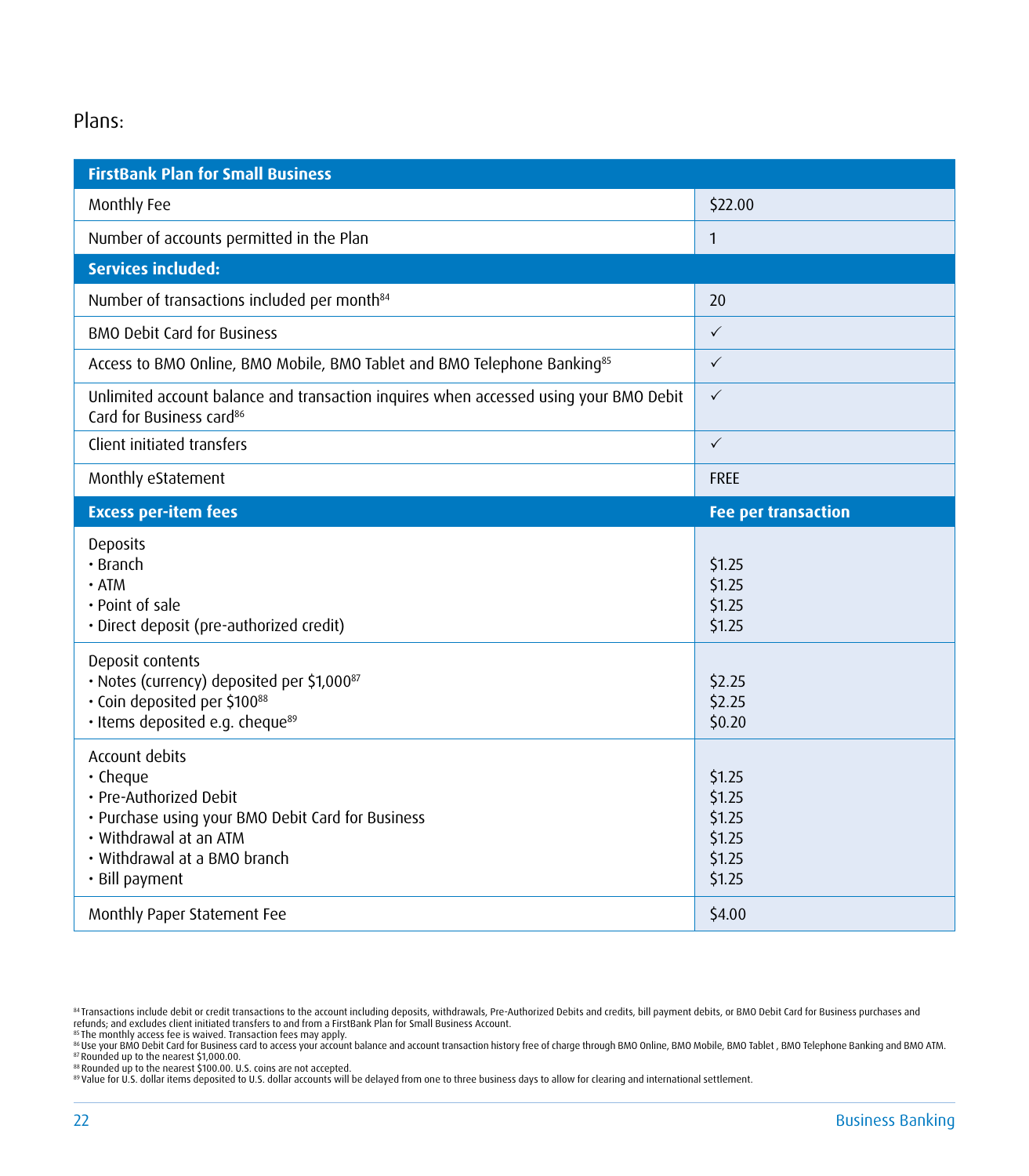Plans:

| FirstBank Plan for Small Business | |
|---|---|
| Monthly Fee | $22.00 |
| Number of accounts permitted in the Plan | 1 |
| **Services included:** | |
| Number of transactions included per month[84] | 20 |
| BMO Debit Card for Business | ✓ |
| Access to BMO Online, BMO Mobile, BMO Tablet and BMO Telephone Banking[85] | ✓ |
| Unlimited account balance and transaction inquires when accessed using your BMO Debit Card for Business card[86] | ✓ |
| Client initiated transfers | ✓ |
| Monthly eStatement | FREE |
| **Excess per-item fees** | **Fee per transaction** |
| Deposits<br>• Branch<br>• ATM<br>• Point of sale<br>• Direct deposit (pre-authorized credit) | <br>$1.25<br>$1.25<br>$1.25<br>$1.25 |
| Deposit contents<br>• Notes (currency) deposited per $1,000[87]<br>• Coin deposited per $100[88]<br>• Items deposited e.g. cheque[89] | <br>$2.25<br>$2.25<br>$0.20 |
| Account debits<br>• Cheque<br>• Pre-Authorized Debit<br>• Purchase using your BMO Debit Card for Business<br>• Withdrawal at an ATM<br>• Withdrawal at a BMO branch<br>• Bill payment | <br>$1.25<br>$1.25<br>$1.25<br>$1.25<br>$1.25<br>$1.25 |
| Monthly Paper Statement Fee | $4.00 |

[84] Transactions include debit or credit transactions to the account including deposits, withdrawals, Pre-Authorized Debits and credits, bill payment debits, or BMO Debit Card for Business purchases and refunds; and excludes client initiated transfers to and from a FirstBank Plan for Small Business Account.
[85] The monthly access fee is waived. Transaction fees may apply.
[86] Use your BMO Debit Card for Business card to access your account balance and account transaction history free of charge through BMO Online, BMO Mobile, BMO Tablet , BMO Telephone Banking and BMO ATM.
[87] Rounded up to the nearest $1,000.00.
[88] Rounded up to the nearest $100.00. U.S. coins are not accepted.
[89] Value for U.S. dollar items deposited to U.S. dollar accounts will be delayed from one to three business days to allow for clearing and international settlement.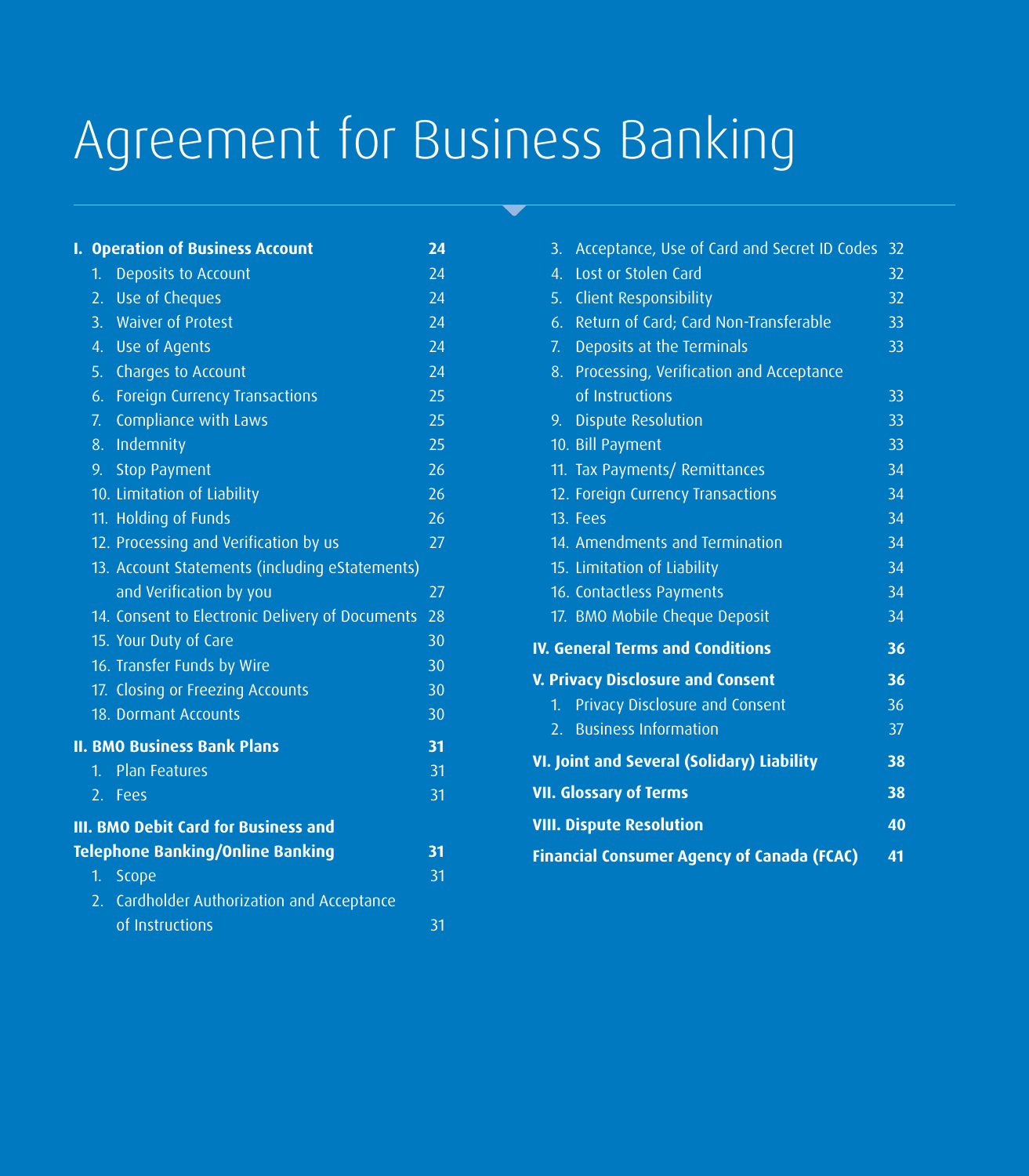# Agreement for Business Banking

| | |
|---|---|
| **I. Operation of Business Account** | **24** |
| 1. Deposits to Account | 24 |
| 2. Use of Cheques | 24 |
| 3. Waiver of Protest | 24 |
| 4. Use of Agents | 24 |
| 5. Charges to Account | 24 |
| 6. Foreign Currency Transactions | 25 |
| 7. Compliance with Laws | 25 |
| 8. Indemnity | 25 |
| 9. Stop Payment | 26 |
| 10. Limitation of Liability | 26 |
| 11. Holding of Funds | 26 |
| 12. Processing and Verification by us | 27 |
| 13. Account Statements (including eStatements) and Verification by you | 27 |
| 14. Consent to Electronic Delivery of Documents | 28 |
| 15. Your Duty of Care | 30 |
| 16. Transfer Funds by Wire | 30 |
| 17. Closing or Freezing Accounts | 30 |
| 18. Dormant Accounts | 30 |
| **II. BMO Business Bank Plans** | **31** |
| 1. Plan Features | 31 |
| 2. Fees | 31 |
| **III. BMO Debit Card for Business and Telephone Banking/Online Banking** | **31** |
| 1. Scope | 31 |
| 2. Cardholder Authorization and Acceptance of Instructions | 31 |
| 3. Acceptance, Use of Card and Secret ID Codes | 32 |
| 4. Lost or Stolen Card | 32 |
| 5. Client Responsibility | 32 |
| 6. Return of Card; Card Non-Transferable | 33 |
| 7. Deposits at the Terminals | 33 |
| 8. Processing, Verification and Acceptance of Instructions | 33 |
| 9. Dispute Resolution | 33 |
| 10. Bill Payment | 33 |
| 11. Tax Payments/ Remittances | 34 |
| 12. Foreign Currency Transactions | 34 |
| 13. Fees | 34 |
| 14. Amendments and Termination | 34 |
| 15. Limitation of Liability | 34 |
| 16. Contactless Payments | 34 |
| 17. BMO Mobile Cheque Deposit | 34 |
| **IV. General Terms and Conditions** | **36** |
| **V. Privacy Disclosure and Consent** | **36** |
| 1. Privacy Disclosure and Consent | 36 |
| 2. Business Information | 37 |
| **VI. Joint and Several (Solidary) Liability** | **38** |
| **VII. Glossary of Terms** | **38** |
| **VIII. Dispute Resolution** | **40** |
| **Financial Consumer Agency of Canada (FCAC)** | **41** |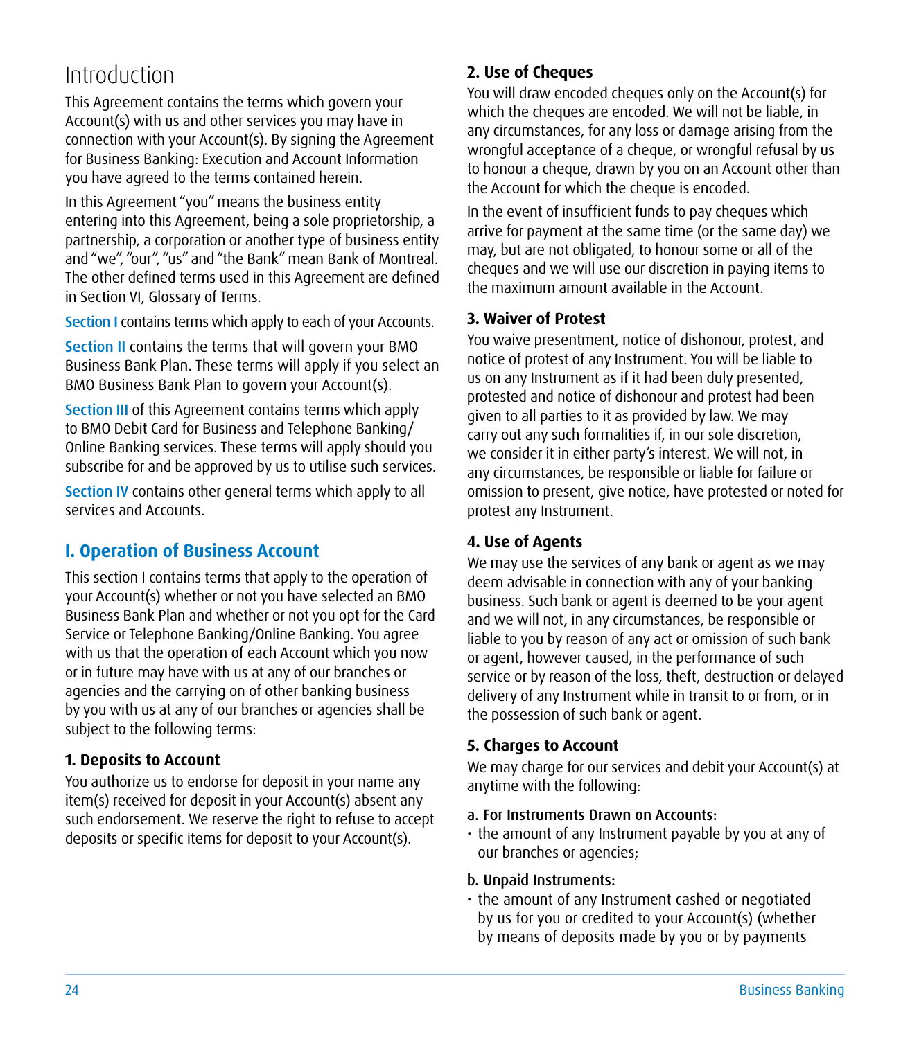# Introduction

This Agreement contains the terms which govern your Account(s) with us and other services you may have in connection with your Account(s). By signing the Agreement for Business Banking: Execution and Account Information you have agreed to the terms contained herein.

In this Agreement "you" means the business entity entering into this Agreement, being a sole proprietorship, a partnership, a corporation or another type of business entity and "we", "our", "us" and "the Bank" mean Bank of Montreal. The other defined terms used in this Agreement are defined in Section VI, Glossary of Terms.

Section I contains terms which apply to each of your Accounts.

Section II contains the terms that will govern your BMO Business Bank Plan. These terms will apply if you select an BMO Business Bank Plan to govern your Account(s).

Section III of this Agreement contains terms which apply to BMO Debit Card for Business and Telephone Banking/ Online Banking services. These terms will apply should you subscribe for and be approved by us to utilise such services.

Section IV contains other general terms which apply to all services and Accounts.

## I. Operation of Business Account

This section I contains terms that apply to the operation of your Account(s) whether or not you have selected an BMO Business Bank Plan and whether or not you opt for the Card Service or Telephone Banking/Online Banking. You agree with us that the operation of each Account which you now or in future may have with us at any of our branches or agencies and the carrying on of other banking business by you with us at any of our branches or agencies shall be subject to the following terms:

### 1. Deposits to Account

You authorize us to endorse for deposit in your name any item(s) received for deposit in your Account(s) absent any such endorsement. We reserve the right to refuse to accept deposits or specific items for deposit to your Account(s).

### 2. Use of Cheques

You will draw encoded cheques only on the Account(s) for which the cheques are encoded. We will not be liable, in any circumstances, for any loss or damage arising from the wrongful acceptance of a cheque, or wrongful refusal by us to honour a cheque, drawn by you on an Account other than the Account for which the cheque is encoded.

In the event of insufficient funds to pay cheques which arrive for payment at the same time (or the same day) we may, but are not obligated, to honour some or all of the cheques and we will use our discretion in paying items to the maximum amount available in the Account.

### 3. Waiver of Protest

You waive presentment, notice of dishonour, protest, and notice of protest of any Instrument. You will be liable to us on any Instrument as if it had been duly presented, protested and notice of dishonour and protest had been given to all parties to it as provided by law. We may carry out any such formalities if, in our sole discretion, we consider it in either party's interest. We will not, in any circumstances, be responsible or liable for failure or omission to present, give notice, have protested or noted for protest any Instrument.

### 4. Use of Agents

We may use the services of any bank or agent as we may deem advisable in connection with any of your banking business. Such bank or agent is deemed to be your agent and we will not, in any circumstances, be responsible or liable to you by reason of any act or omission of such bank or agent, however caused, in the performance of such service or by reason of the loss, theft, destruction or delayed delivery of any Instrument while in transit to or from, or in the possession of such bank or agent.

### 5. Charges to Account

We may charge for our services and debit your Account(s) at anytime with the following:

**a. For Instruments Drawn on Accounts:**

- the amount of any Instrument payable by you at any of our branches or agencies;

**b. Unpaid Instruments:**

- the amount of any Instrument cashed or negotiated by us for you or credited to your Account(s) (whether by means of deposits made by you or by payments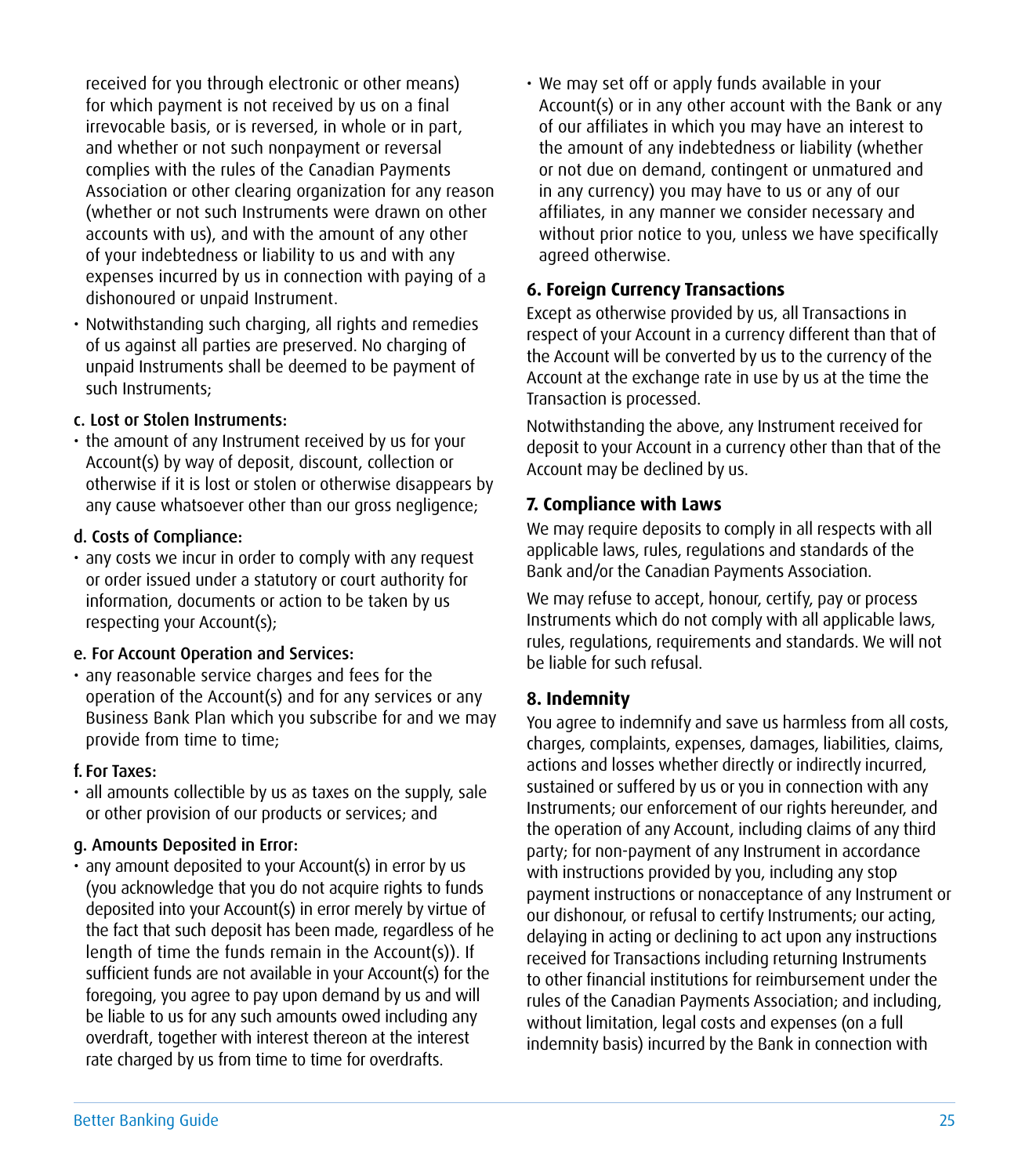received for you through electronic or other means) for which payment is not received by us on a final irrevocable basis, or is reversed, in whole or in part, and whether or not such nonpayment or reversal complies with the rules of the Canadian Payments Association or other clearing organization for any reason (whether or not such Instruments were drawn on other accounts with us), and with the amount of any other of your indebtedness or liability to us and with any expenses incurred by us in connection with paying of a dishonoured or unpaid Instrument.

- Notwithstanding such charging, all rights and remedies of us against all parties are preserved. No charging of unpaid Instruments shall be deemed to be payment of such Instruments;

c. Lost or Stolen Instruments:

- the amount of any Instrument received by us for your Account(s) by way of deposit, discount, collection or otherwise if it is lost or stolen or otherwise disappears by any cause whatsoever other than our gross negligence;

d. Costs of Compliance:

- any costs we incur in order to comply with any request or order issued under a statutory or court authority for information, documents or action to be taken by us respecting your Account(s);

e. For Account Operation and Services:

- any reasonable service charges and fees for the operation of the Account(s) and for any services or any Business Bank Plan which you subscribe for and we may provide from time to time;

f. For Taxes:

- all amounts collectible by us as taxes on the supply, sale or other provision of our products or services; and

g. Amounts Deposited in Error:

- any amount deposited to your Account(s) in error by us (you acknowledge that you do not acquire rights to funds deposited into your Account(s) in error merely by virtue of the fact that such deposit has been made, regardless of he length of time the funds remain in the Account(s)). If sufficient funds are not available in your Account(s) for the foregoing, you agree to pay upon demand by us and will be liable to us for any such amounts owed including any overdraft, together with interest thereon at the interest rate charged by us from time to time for overdrafts.

- We may set off or apply funds available in your Account(s) or in any other account with the Bank or any of our affiliates in which you may have an interest to the amount of any indebtedness or liability (whether or not due on demand, contingent or unmatured and in any currency) you may have to us or any of our affiliates, in any manner we consider necessary and without prior notice to you, unless we have specifically agreed otherwise.

### 6. Foreign Currency Transactions

Except as otherwise provided by us, all Transactions in respect of your Account in a currency different than that of the Account will be converted by us to the currency of the Account at the exchange rate in use by us at the time the Transaction is processed.

Notwithstanding the above, any Instrument received for deposit to your Account in a currency other than that of the Account may be declined by us.

### 7. Compliance with Laws

We may require deposits to comply in all respects with all applicable laws, rules, regulations and standards of the Bank and/or the Canadian Payments Association.

We may refuse to accept, honour, certify, pay or process Instruments which do not comply with all applicable laws, rules, regulations, requirements and standards. We will not be liable for such refusal.

### 8. Indemnity

You agree to indemnify and save us harmless from all costs, charges, complaints, expenses, damages, liabilities, claims, actions and losses whether directly or indirectly incurred, sustained or suffered by us or you in connection with any Instruments; our enforcement of our rights hereunder, and the operation of any Account, including claims of any third party; for non-payment of any Instrument in accordance with instructions provided by you, including any stop payment instructions or nonacceptance of any Instrument or our dishonour, or refusal to certify Instruments; our acting, delaying in acting or declining to act upon any instructions received for Transactions including returning Instruments to other financial institutions for reimbursement under the rules of the Canadian Payments Association; and including, without limitation, legal costs and expenses (on a full indemnity basis) incurred by the Bank in connection with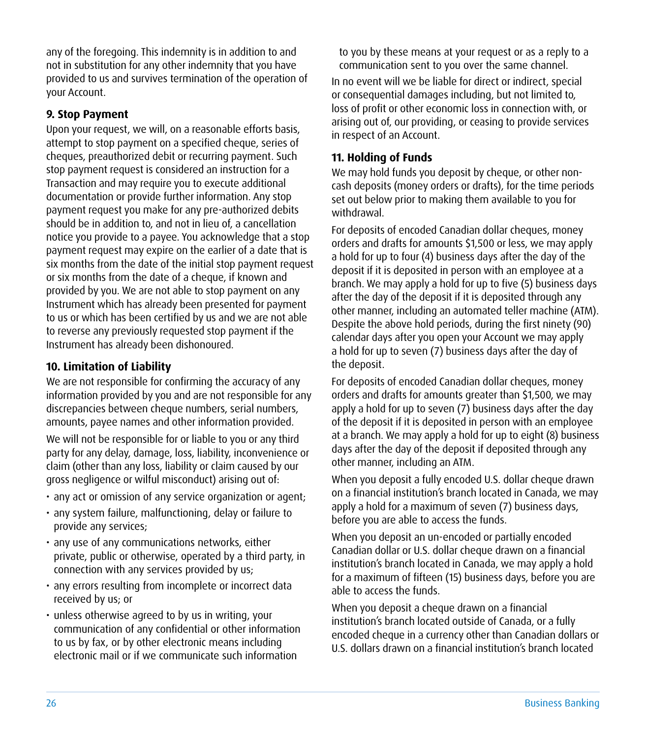any of the foregoing. This indemnity is in addition to and not in substitution for any other indemnity that you have provided to us and survives termination of the operation of your Account.

### 9. Stop Payment

Upon your request, we will, on a reasonable efforts basis, attempt to stop payment on a specified cheque, series of cheques, preauthorized debit or recurring payment. Such stop payment request is considered an instruction for a Transaction and may require you to execute additional documentation or provide further information. Any stop payment request you make for any pre-authorized debits should be in addition to, and not in lieu of, a cancellation notice you provide to a payee. You acknowledge that a stop payment request may expire on the earlier of a date that is six months from the date of the initial stop payment request or six months from the date of a cheque, if known and provided by you. We are not able to stop payment on any Instrument which has already been presented for payment to us or which has been certified by us and we are not able to reverse any previously requested stop payment if the Instrument has already been dishonoured.

### 10. Limitation of Liability

We are not responsible for confirming the accuracy of any information provided by you and are not responsible for any discrepancies between cheque numbers, serial numbers, amounts, payee names and other information provided.

We will not be responsible for or liable to you or any third party for any delay, damage, loss, liability, inconvenience or claim (other than any loss, liability or claim caused by our gross negligence or wilful misconduct) arising out of:

- any act or omission of any service organization or agent;
- any system failure, malfunctioning, delay or failure to provide any services;
- any use of any communications networks, either private, public or otherwise, operated by a third party, in connection with any services provided by us;
- any errors resulting from incomplete or incorrect data received by us; or
- unless otherwise agreed to by us in writing, your communication of any confidential or other information to us by fax, or by other electronic means including electronic mail or if we communicate such information to you by these means at your request or as a reply to a communication sent to you over the same channel.

In no event will we be liable for direct or indirect, special or consequential damages including, but not limited to, loss of profit or other economic loss in connection with, or arising out of, our providing, or ceasing to provide services in respect of an Account.

### 11. Holding of Funds

We may hold funds you deposit by cheque, or other non-cash deposits (money orders or drafts), for the time periods set out below prior to making them available to you for withdrawal.

For deposits of encoded Canadian dollar cheques, money orders and drafts for amounts $1,500 or less, we may apply a hold for up to four (4) business days after the day of the deposit if it is deposited in person with an employee at a branch. We may apply a hold for up to five (5) business days after the day of the deposit if it is deposited through any other manner, including an automated teller machine (ATM). Despite the above hold periods, during the first ninety (90) calendar days after you open your Account we may apply a hold for up to seven (7) business days after the day of the deposit.

For deposits of encoded Canadian dollar cheques, money orders and drafts for amounts greater than $1,500, we may apply a hold for up to seven (7) business days after the day of the deposit if it is deposited in person with an employee at a branch. We may apply a hold for up to eight (8) business days after the day of the deposit if deposited through any other manner, including an ATM.

When you deposit a fully encoded U.S. dollar cheque drawn on a financial institution's branch located in Canada, we may apply a hold for a maximum of seven (7) business days, before you are able to access the funds.

When you deposit an un-encoded or partially encoded Canadian dollar or U.S. dollar cheque drawn on a financial institution's branch located in Canada, we may apply a hold for a maximum of fifteen (15) business days, before you are able to access the funds.

When you deposit a cheque drawn on a financial institution's branch located outside of Canada, or a fully encoded cheque in a currency other than Canadian dollars or U.S. dollars drawn on a financial institution's branch located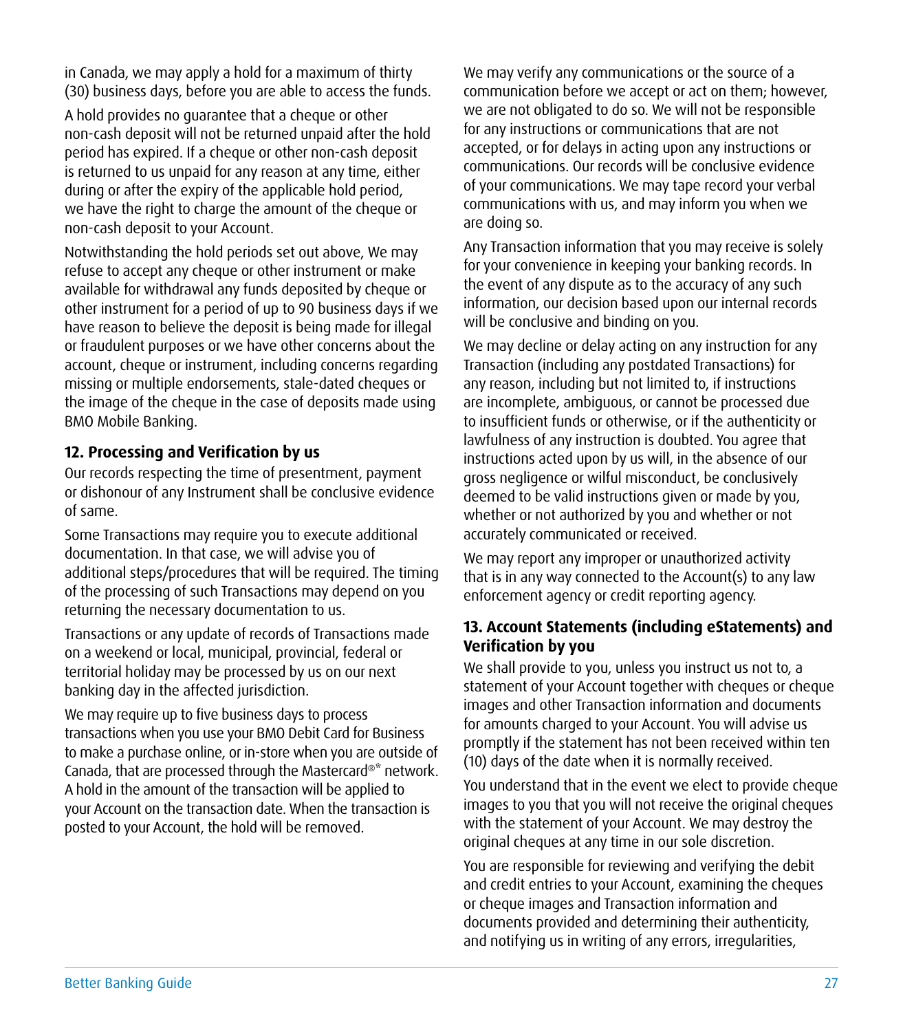in Canada, we may apply a hold for a maximum of thirty (30) business days, before you are able to access the funds.

A hold provides no guarantee that a cheque or other non-cash deposit will not be returned unpaid after the hold period has expired. If a cheque or other non-cash deposit is returned to us unpaid for any reason at any time, either during or after the expiry of the applicable hold period, we have the right to charge the amount of the cheque or non-cash deposit to your Account.

Notwithstanding the hold periods set out above, We may refuse to accept any cheque or other instrument or make available for withdrawal any funds deposited by cheque or other instrument for a period of up to 90 business days if we have reason to believe the deposit is being made for illegal or fraudulent purposes or we have other concerns about the account, cheque or instrument, including concerns regarding missing or multiple endorsements, stale-dated cheques or the image of the cheque in the case of deposits made using BMO Mobile Banking.

### 12. Processing and Verification by us

Our records respecting the time of presentment, payment or dishonour of any Instrument shall be conclusive evidence of same.

Some Transactions may require you to execute additional documentation. In that case, we will advise you of additional steps/procedures that will be required. The timing of the processing of such Transactions may depend on you returning the necessary documentation to us.

Transactions or any update of records of Transactions made on a weekend or local, municipal, provincial, federal or territorial holiday may be processed by us on our next banking day in the affected jurisdiction.

We may require up to five business days to process transactions when you use your BMO Debit Card for Business to make a purchase online, or in-store when you are outside of Canada, that are processed through the Mastercard®* network. A hold in the amount of the transaction will be applied to your Account on the transaction date. When the transaction is posted to your Account, the hold will be removed.

We may verify any communications or the source of a communication before we accept or act on them; however, we are not obligated to do so. We will not be responsible for any instructions or communications that are not accepted, or for delays in acting upon any instructions or communications. Our records will be conclusive evidence of your communications. We may tape record your verbal communications with us, and may inform you when we are doing so.

Any Transaction information that you may receive is solely for your convenience in keeping your banking records. In the event of any dispute as to the accuracy of any such information, our decision based upon our internal records will be conclusive and binding on you.

We may decline or delay acting on any instruction for any Transaction (including any postdated Transactions) for any reason, including but not limited to, if instructions are incomplete, ambiguous, or cannot be processed due to insufficient funds or otherwise, or if the authenticity or lawfulness of any instruction is doubted. You agree that instructions acted upon by us will, in the absence of our gross negligence or wilful misconduct, be conclusively deemed to be valid instructions given or made by you, whether or not authorized by you and whether or not accurately communicated or received.

We may report any improper or unauthorized activity that is in any way connected to the Account(s) to any law enforcement agency or credit reporting agency.

### 13. Account Statements (including eStatements) and Verification by you

We shall provide to you, unless you instruct us not to, a statement of your Account together with cheques or cheque images and other Transaction information and documents for amounts charged to your Account. You will advise us promptly if the statement has not been received within ten (10) days of the date when it is normally received.

You understand that in the event we elect to provide cheque images to you that you will not receive the original cheques with the statement of your Account. We may destroy the original cheques at any time in our sole discretion.

You are responsible for reviewing and verifying the debit and credit entries to your Account, examining the cheques or cheque images and Transaction information and documents provided and determining their authenticity, and notifying us in writing of any errors, irregularities,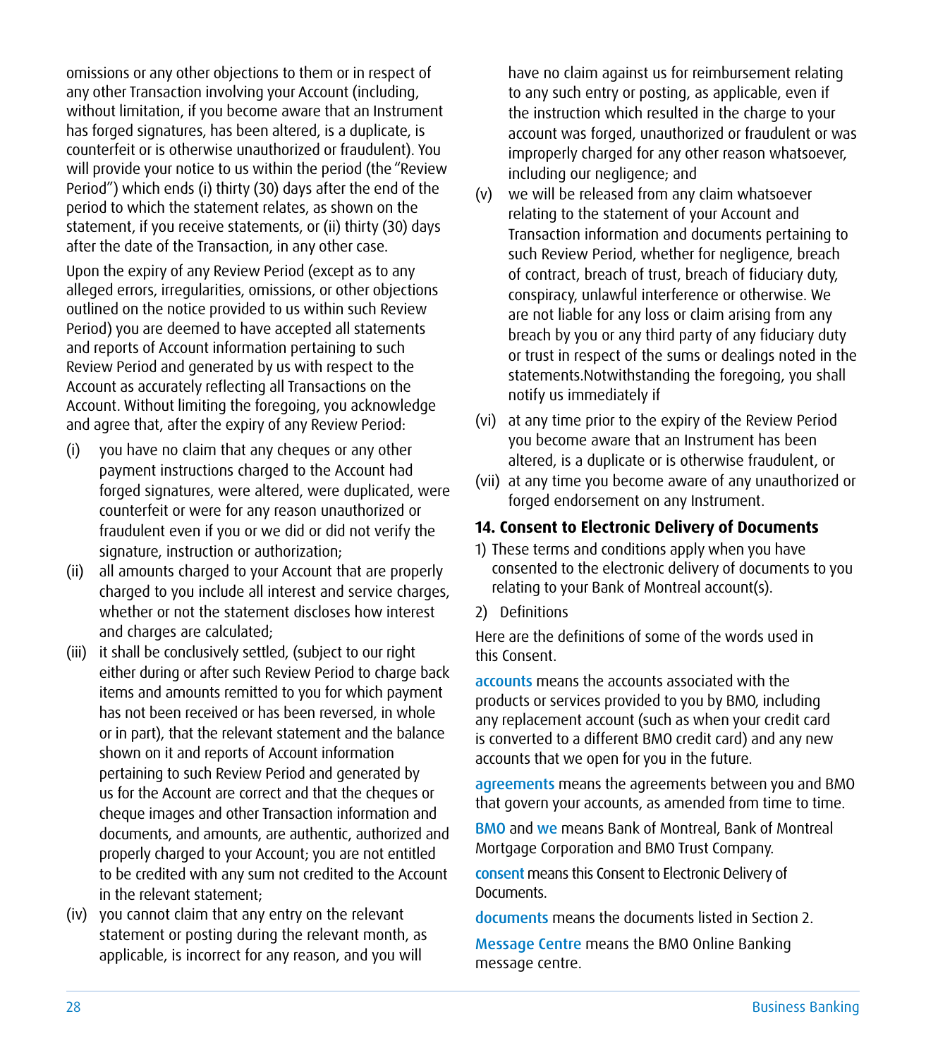omissions or any other objections to them or in respect of any other Transaction involving your Account (including, without limitation, if you become aware that an Instrument has forged signatures, has been altered, is a duplicate, is counterfeit or is otherwise unauthorized or fraudulent). You will provide your notice to us within the period (the "Review Period") which ends (i) thirty (30) days after the end of the period to which the statement relates, as shown on the statement, if you receive statements, or (ii) thirty (30) days after the date of the Transaction, in any other case.

Upon the expiry of any Review Period (except as to any alleged errors, irregularities, omissions, or other objections outlined on the notice provided to us within such Review Period) you are deemed to have accepted all statements and reports of Account information pertaining to such Review Period and generated by us with respect to the Account as accurately reflecting all Transactions on the Account. Without limiting the foregoing, you acknowledge and agree that, after the expiry of any Review Period:

(i) you have no claim that any cheques or any other payment instructions charged to the Account had forged signatures, were altered, were duplicated, were counterfeit or were for any reason unauthorized or fraudulent even if you or we did or did not verify the signature, instruction or authorization;

(ii) all amounts charged to your Account that are properly charged to you include all interest and service charges, whether or not the statement discloses how interest and charges are calculated;

(iii) it shall be conclusively settled, (subject to our right either during or after such Review Period to charge back items and amounts remitted to you for which payment has not been received or has been reversed, in whole or in part), that the relevant statement and the balance shown on it and reports of Account information pertaining to such Review Period and generated by us for the Account are correct and that the cheques or cheque images and other Transaction information and documents, and amounts, are authentic, authorized and properly charged to your Account; you are not entitled to be credited with any sum not credited to the Account in the relevant statement;

(iv) you cannot claim that any entry on the relevant statement or posting during the relevant month, as applicable, is incorrect for any reason, and you will have no claim against us for reimbursement relating to any such entry or posting, as applicable, even if the instruction which resulted in the charge to your account was forged, unauthorized or fraudulent or was improperly charged for any other reason whatsoever, including our negligence; and

(v) we will be released from any claim whatsoever relating to the statement of your Account and Transaction information and documents pertaining to such Review Period, whether for negligence, breach of contract, breach of trust, breach of fiduciary duty, conspiracy, unlawful interference or otherwise. We are not liable for any loss or claim arising from any breach by you or any third party of any fiduciary duty or trust in respect of the sums or dealings noted in the statements.Notwithstanding the foregoing, you shall notify us immediately if

(vi) at any time prior to the expiry of the Review Period you become aware that an Instrument has been altered, is a duplicate or is otherwise fraudulent, or

(vii) at any time you become aware of any unauthorized or forged endorsement on any Instrument.

## 14. Consent to Electronic Delivery of Documents

1) These terms and conditions apply when you have consented to the electronic delivery of documents to you relating to your Bank of Montreal account(s).

2) Definitions

Here are the definitions of some of the words used in this Consent.

**accounts** means the accounts associated with the products or services provided to you by BMO, including any replacement account (such as when your credit card is converted to a different BMO credit card) and any new accounts that we open for you in the future.

**agreements** means the agreements between you and BMO that govern your accounts, as amended from time to time.

**BMO** and **we** means Bank of Montreal, Bank of Montreal Mortgage Corporation and BMO Trust Company.

**consent** means this Consent to Electronic Delivery of Documents.

**documents** means the documents listed in Section 2.

**Message Centre** means the BMO Online Banking message centre.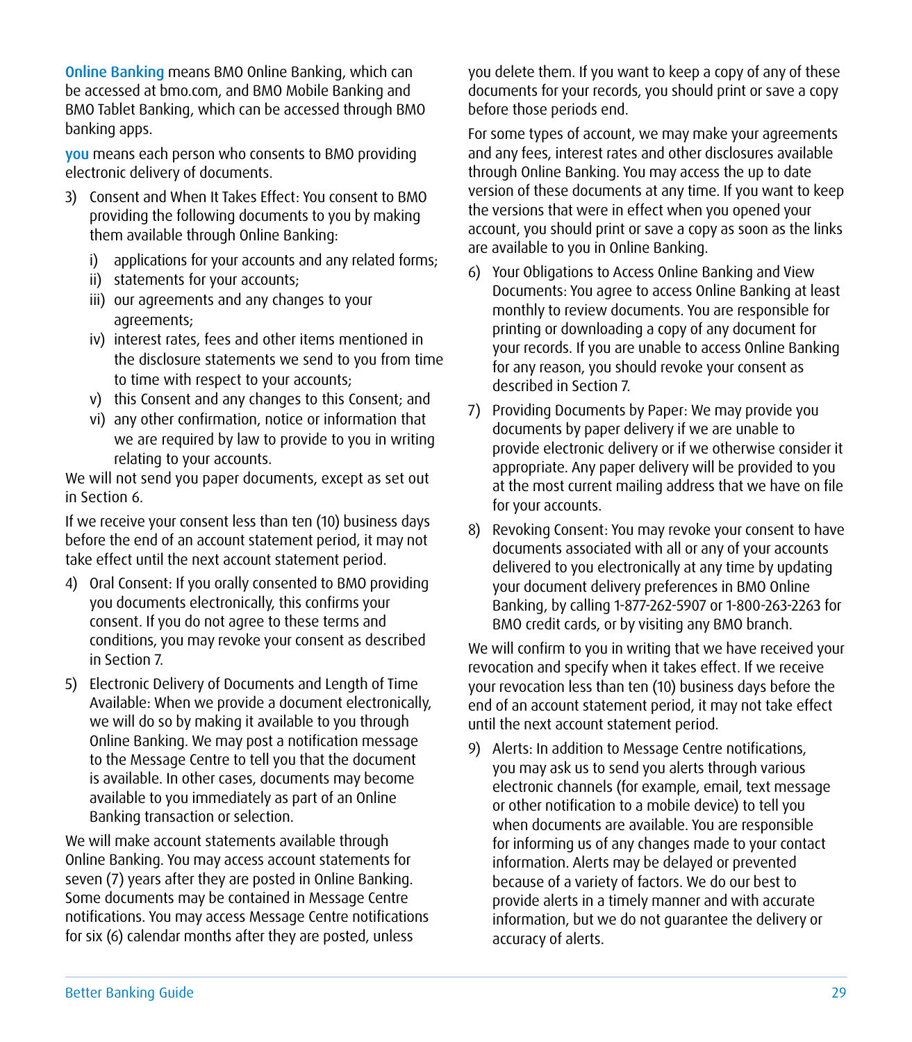**Online Banking** means BMO Online Banking, which can be accessed at bmo.com, and BMO Mobile Banking and BMO Tablet Banking, which can be accessed through BMO banking apps.

**you** means each person who consents to BMO providing electronic delivery of documents.

3) Consent and When It Takes Effect: You consent to BMO providing the following documents to you by making them available through Online Banking:
   i) applications for your accounts and any related forms;
   ii) statements for your accounts;
   iii) our agreements and any changes to your agreements;
   iv) interest rates, fees and other items mentioned in the disclosure statements we send to you from time to time with respect to your accounts;
   v) this Consent and any changes to this Consent; and
   vi) any other confirmation, notice or information that we are required by law to provide to you in writing relating to your accounts.

We will not send you paper documents, except as set out in Section 6.

If we receive your consent less than ten (10) business days before the end of an account statement period, it may not take effect until the next account statement period.

4) Oral Consent: If you orally consented to BMO providing you documents electronically, this confirms your consent. If you do not agree to these terms and conditions, you may revoke your consent as described in Section 7.

5) Electronic Delivery of Documents and Length of Time Available: When we provide a document electronically, we will do so by making it available to you through Online Banking. We may post a notification message to the Message Centre to tell you that the document is available. In other cases, documents may become available to you immediately as part of an Online Banking transaction or selection.

We will make account statements available through Online Banking. You may access account statements for seven (7) years after they are posted in Online Banking. Some documents may be contained in Message Centre notifications. You may access Message Centre notifications for six (6) calendar months after they are posted, unless you delete them. If you want to keep a copy of any of these documents for your records, you should print or save a copy before those periods end.

For some types of account, we may make your agreements and any fees, interest rates and other disclosures available through Online Banking. You may access the up to date version of these documents at any time. If you want to keep the versions that were in effect when you opened your account, you should print or save a copy as soon as the links are available to you in Online Banking.

6) Your Obligations to Access Online Banking and View Documents: You agree to access Online Banking at least monthly to review documents. You are responsible for printing or downloading a copy of any document for your records. If you are unable to access Online Banking for any reason, you should revoke your consent as described in Section 7.

7) Providing Documents by Paper: We may provide you documents by paper delivery if we are unable to provide electronic delivery or if we otherwise consider it appropriate. Any paper delivery will be provided to you at the most current mailing address that we have on file for your accounts.

8) Revoking Consent: You may revoke your consent to have documents associated with all or any of your accounts delivered to you electronically at any time by updating your document delivery preferences in BMO Online Banking, by calling 1-877-262-5907 or 1-800-263-2263 for BMO credit cards, or by visiting any BMO branch.

We will confirm to you in writing that we have received your revocation and specify when it takes effect. If we receive your revocation less than ten (10) business days before the end of an account statement period, it may not take effect until the next account statement period.

9) Alerts: In addition to Message Centre notifications, you may ask us to send you alerts through various electronic channels (for example, email, text message or other notification to a mobile device) to tell you when documents are available. You are responsible for informing us of any changes made to your contact information. Alerts may be delayed or prevented because of a variety of factors. We do our best to provide alerts in a timely manner and with accurate information, but we do not guarantee the delivery or accuracy of alerts.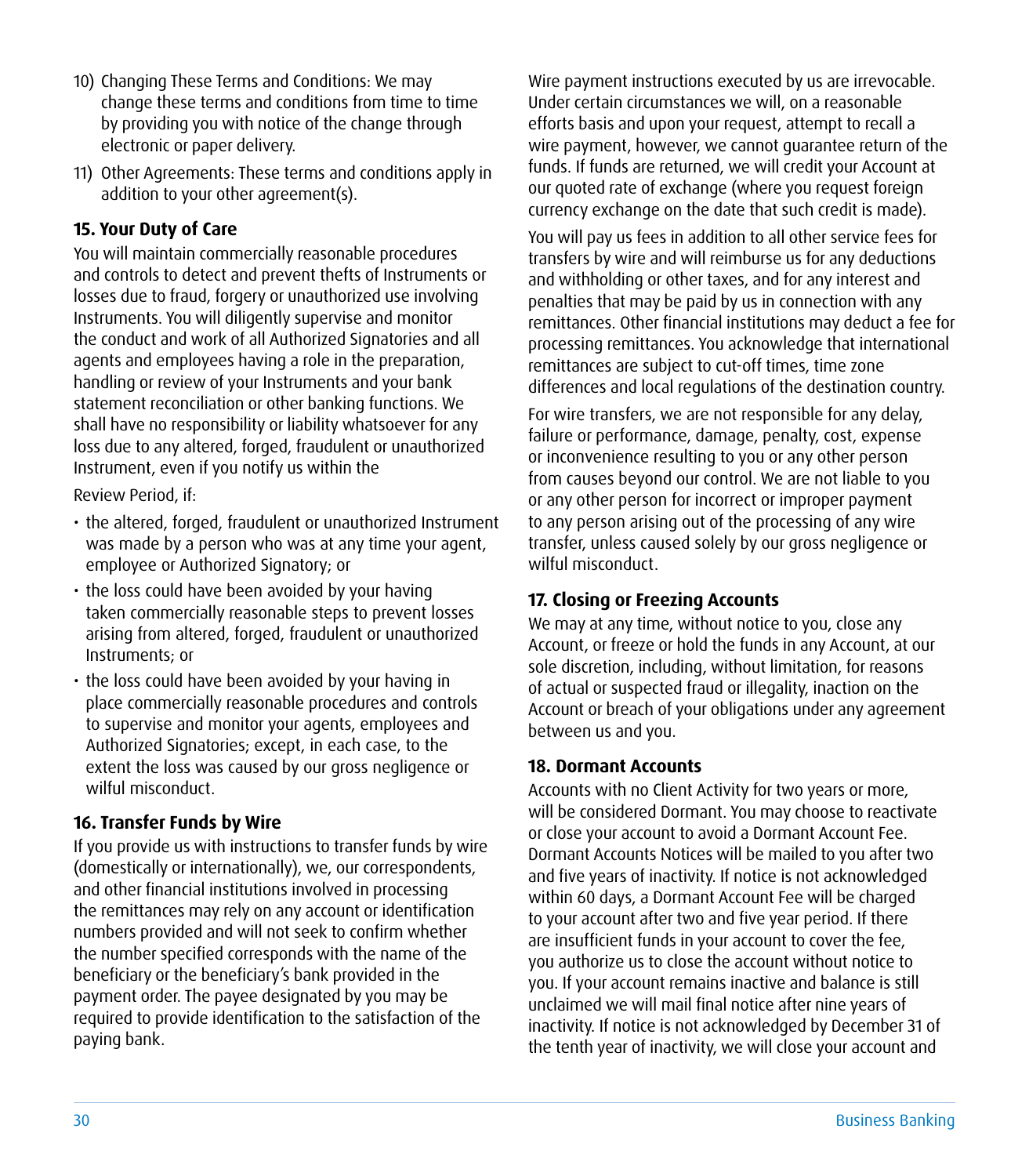10) Changing These Terms and Conditions: We may change these terms and conditions from time to time by providing you with notice of the change through electronic or paper delivery.

11) Other Agreements: These terms and conditions apply in addition to your other agreement(s).

### 15. Your Duty of Care

You will maintain commercially reasonable procedures and controls to detect and prevent thefts of Instruments or losses due to fraud, forgery or unauthorized use involving Instruments. You will diligently supervise and monitor the conduct and work of all Authorized Signatories and all agents and employees having a role in the preparation, handling or review of your Instruments and your bank statement reconciliation or other banking functions. We shall have no responsibility or liability whatsoever for any loss due to any altered, forged, fraudulent or unauthorized Instrument, even if you notify us within the

Review Period, if:

- the altered, forged, fraudulent or unauthorized Instrument was made by a person who was at any time your agent, employee or Authorized Signatory; or
- the loss could have been avoided by your having taken commercially reasonable steps to prevent losses arising from altered, forged, fraudulent or unauthorized Instruments; or
- the loss could have been avoided by your having in place commercially reasonable procedures and controls to supervise and monitor your agents, employees and Authorized Signatories; except, in each case, to the extent the loss was caused by our gross negligence or wilful misconduct.

### 16. Transfer Funds by Wire

If you provide us with instructions to transfer funds by wire (domestically or internationally), we, our correspondents, and other financial institutions involved in processing the remittances may rely on any account or identification numbers provided and will not seek to confirm whether the number specified corresponds with the name of the beneficiary or the beneficiary's bank provided in the payment order. The payee designated by you may be required to provide identification to the satisfaction of the paying bank.

Wire payment instructions executed by us are irrevocable. Under certain circumstances we will, on a reasonable efforts basis and upon your request, attempt to recall a wire payment, however, we cannot guarantee return of the funds. If funds are returned, we will credit your Account at our quoted rate of exchange (where you request foreign currency exchange on the date that such credit is made).

You will pay us fees in addition to all other service fees for transfers by wire and will reimburse us for any deductions and withholding or other taxes, and for any interest and penalties that may be paid by us in connection with any remittances. Other financial institutions may deduct a fee for processing remittances. You acknowledge that international remittances are subject to cut-off times, time zone differences and local regulations of the destination country.

For wire transfers, we are not responsible for any delay, failure or performance, damage, penalty, cost, expense or inconvenience resulting to you or any other person from causes beyond our control. We are not liable to you or any other person for incorrect or improper payment to any person arising out of the processing of any wire transfer, unless caused solely by our gross negligence or wilful misconduct.

### 17. Closing or Freezing Accounts

We may at any time, without notice to you, close any Account, or freeze or hold the funds in any Account, at our sole discretion, including, without limitation, for reasons of actual or suspected fraud or illegality, inaction on the Account or breach of your obligations under any agreement between us and you.

### 18. Dormant Accounts

Accounts with no Client Activity for two years or more, will be considered Dormant. You may choose to reactivate or close your account to avoid a Dormant Account Fee. Dormant Accounts Notices will be mailed to you after two and five years of inactivity. If notice is not acknowledged within 60 days, a Dormant Account Fee will be charged to your account after two and five year period. If there are insufficient funds in your account to cover the fee, you authorize us to close the account without notice to you. If your account remains inactive and balance is still unclaimed we will mail final notice after nine years of inactivity. If notice is not acknowledged by December 31 of the tenth year of inactivity, we will close your account and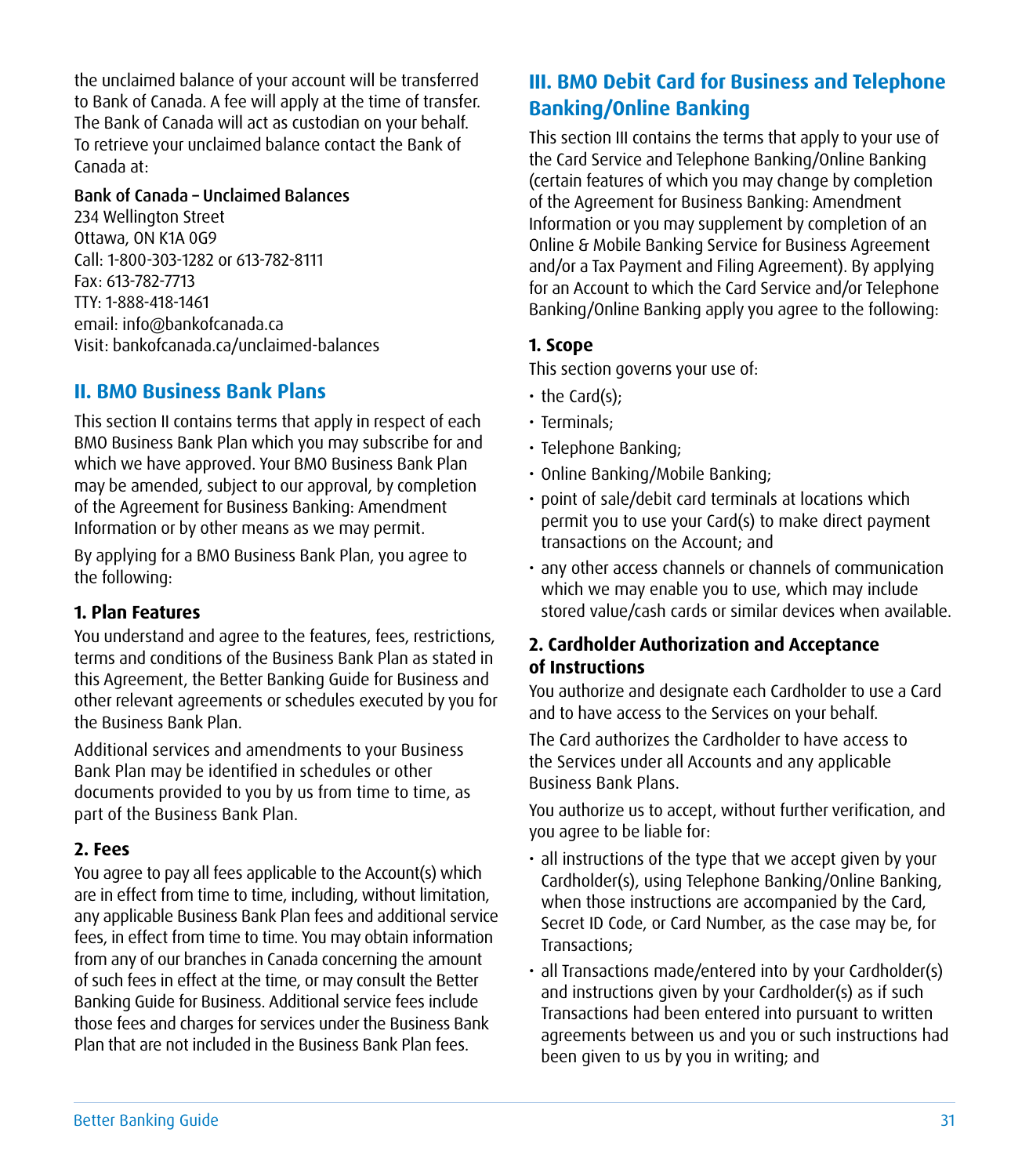the unclaimed balance of your account will be transferred to Bank of Canada. A fee will apply at the time of transfer. The Bank of Canada will act as custodian on your behalf. To retrieve your unclaimed balance contact the Bank of Canada at:

Bank of Canada – Unclaimed Balances
234 Wellington Street
Ottawa, ON K1A 0G9
Call: 1-800-303-1282 or 613-782-8111
Fax: 613-782-7713
TTY: 1-888-418-1461
email: info@bankofcanada.ca
Visit: bankofcanada.ca/unclaimed-balances

## II. BMO Business Bank Plans

This section II contains terms that apply in respect of each BMO Business Bank Plan which you may subscribe for and which we have approved. Your BMO Business Bank Plan may be amended, subject to our approval, by completion of the Agreement for Business Banking: Amendment Information or by other means as we may permit.

By applying for a BMO Business Bank Plan, you agree to the following:

### 1. Plan Features

You understand and agree to the features, fees, restrictions, terms and conditions of the Business Bank Plan as stated in this Agreement, the Better Banking Guide for Business and other relevant agreements or schedules executed by you for the Business Bank Plan.

Additional services and amendments to your Business Bank Plan may be identified in schedules or other documents provided to you by us from time to time, as part of the Business Bank Plan.

### 2. Fees

You agree to pay all fees applicable to the Account(s) which are in effect from time to time, including, without limitation, any applicable Business Bank Plan fees and additional service fees, in effect from time to time. You may obtain information from any of our branches in Canada concerning the amount of such fees in effect at the time, or may consult the Better Banking Guide for Business. Additional service fees include those fees and charges for services under the Business Bank Plan that are not included in the Business Bank Plan fees.

## III. BMO Debit Card for Business and Telephone Banking/Online Banking

This section III contains the terms that apply to your use of the Card Service and Telephone Banking/Online Banking (certain features of which you may change by completion of the Agreement for Business Banking: Amendment Information or you may supplement by completion of an Online & Mobile Banking Service for Business Agreement and/or a Tax Payment and Filing Agreement). By applying for an Account to which the Card Service and/or Telephone Banking/Online Banking apply you agree to the following:

### 1. Scope

This section governs your use of:

- the Card(s);
- Terminals;
- Telephone Banking;
- Online Banking/Mobile Banking;
- point of sale/debit card terminals at locations which permit you to use your Card(s) to make direct payment transactions on the Account; and
- any other access channels or channels of communication which we may enable you to use, which may include stored value/cash cards or similar devices when available.

### 2. Cardholder Authorization and Acceptance of Instructions

You authorize and designate each Cardholder to use a Card and to have access to the Services on your behalf.

The Card authorizes the Cardholder to have access to the Services under all Accounts and any applicable Business Bank Plans.

You authorize us to accept, without further verification, and you agree to be liable for:

- all instructions of the type that we accept given by your Cardholder(s), using Telephone Banking/Online Banking, when those instructions are accompanied by the Card, Secret ID Code, or Card Number, as the case may be, for Transactions;
- all Transactions made/entered into by your Cardholder(s) and instructions given by your Cardholder(s) as if such Transactions had been entered into pursuant to written agreements between us and you or such instructions had been given to us by you in writing; and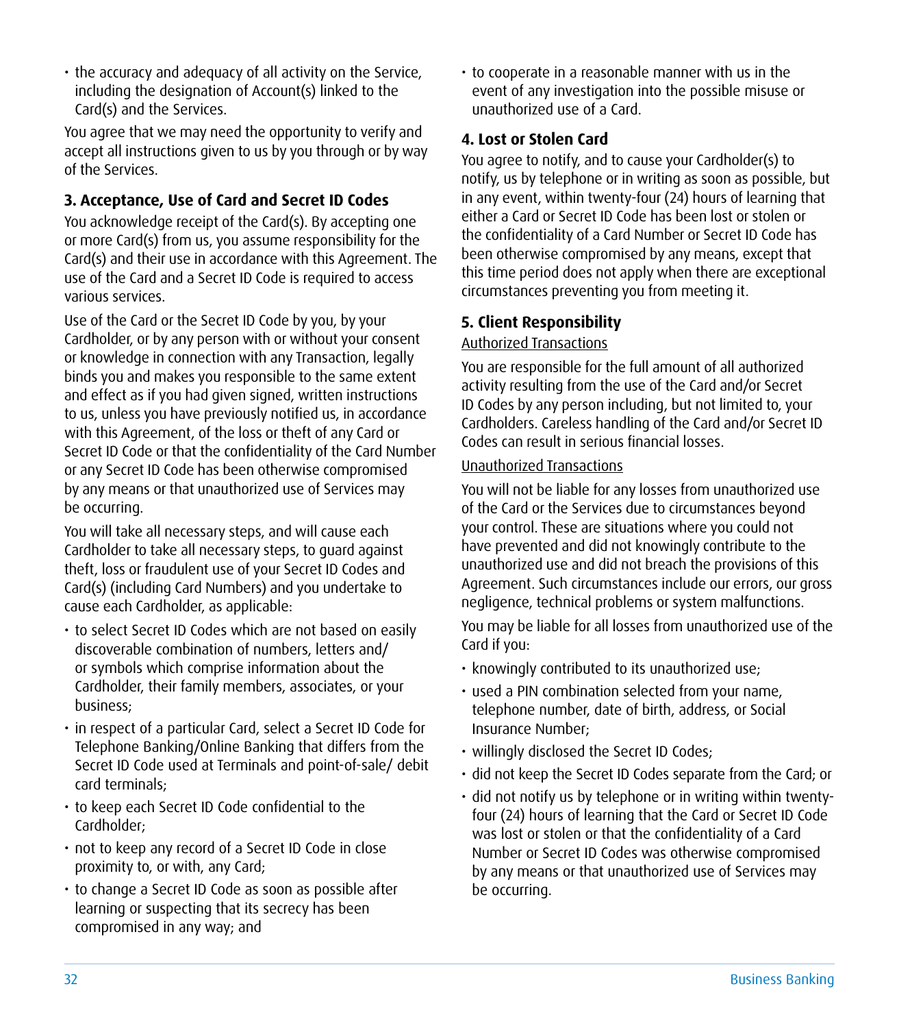- the accuracy and adequacy of all activity on the Service, including the designation of Account(s) linked to the Card(s) and the Services.

You agree that we may need the opportunity to verify and accept all instructions given to us by you through or by way of the Services.

### 3. Acceptance, Use of Card and Secret ID Codes

You acknowledge receipt of the Card(s). By accepting one or more Card(s) from us, you assume responsibility for the Card(s) and their use in accordance with this Agreement. The use of the Card and a Secret ID Code is required to access various services.

Use of the Card or the Secret ID Code by you, by your Cardholder, or by any person with or without your consent or knowledge in connection with any Transaction, legally binds you and makes you responsible to the same extent and effect as if you had given signed, written instructions to us, unless you have previously notified us, in accordance with this Agreement, of the loss or theft of any Card or Secret ID Code or that the confidentiality of the Card Number or any Secret ID Code has been otherwise compromised by any means or that unauthorized use of Services may be occurring.

You will take all necessary steps, and will cause each Cardholder to take all necessary steps, to guard against theft, loss or fraudulent use of your Secret ID Codes and Card(s) (including Card Numbers) and you undertake to cause each Cardholder, as applicable:

- to select Secret ID Codes which are not based on easily discoverable combination of numbers, letters and/ or symbols which comprise information about the Cardholder, their family members, associates, or your business;
- in respect of a particular Card, select a Secret ID Code for Telephone Banking/Online Banking that differs from the Secret ID Code used at Terminals and point-of-sale/ debit card terminals;
- to keep each Secret ID Code confidential to the Cardholder;
- not to keep any record of a Secret ID Code in close proximity to, or with, any Card;
- to change a Secret ID Code as soon as possible after learning or suspecting that its secrecy has been compromised in any way; and
- to cooperate in a reasonable manner with us in the event of any investigation into the possible misuse or unauthorized use of a Card.

### 4. Lost or Stolen Card

You agree to notify, and to cause your Cardholder(s) to notify, us by telephone or in writing as soon as possible, but in any event, within twenty-four (24) hours of learning that either a Card or Secret ID Code has been lost or stolen or the confidentiality of a Card Number or Secret ID Code has been otherwise compromised by any means, except that this time period does not apply when there are exceptional circumstances preventing you from meeting it.

### 5. Client Responsibility

Authorized Transactions

You are responsible for the full amount of all authorized activity resulting from the use of the Card and/or Secret ID Codes by any person including, but not limited to, your Cardholders. Careless handling of the Card and/or Secret ID Codes can result in serious financial losses.

Unauthorized Transactions

You will not be liable for any losses from unauthorized use of the Card or the Services due to circumstances beyond your control. These are situations where you could not have prevented and did not knowingly contribute to the unauthorized use and did not breach the provisions of this Agreement. Such circumstances include our errors, our gross negligence, technical problems or system malfunctions.

You may be liable for all losses from unauthorized use of the Card if you:

- knowingly contributed to its unauthorized use;
- used a PIN combination selected from your name, telephone number, date of birth, address, or Social Insurance Number;
- willingly disclosed the Secret ID Codes;
- did not keep the Secret ID Codes separate from the Card; or
- did not notify us by telephone or in writing within twenty-four (24) hours of learning that the Card or Secret ID Code was lost or stolen or that the confidentiality of a Card Number or Secret ID Codes was otherwise compromised by any means or that unauthorized use of Services may be occurring.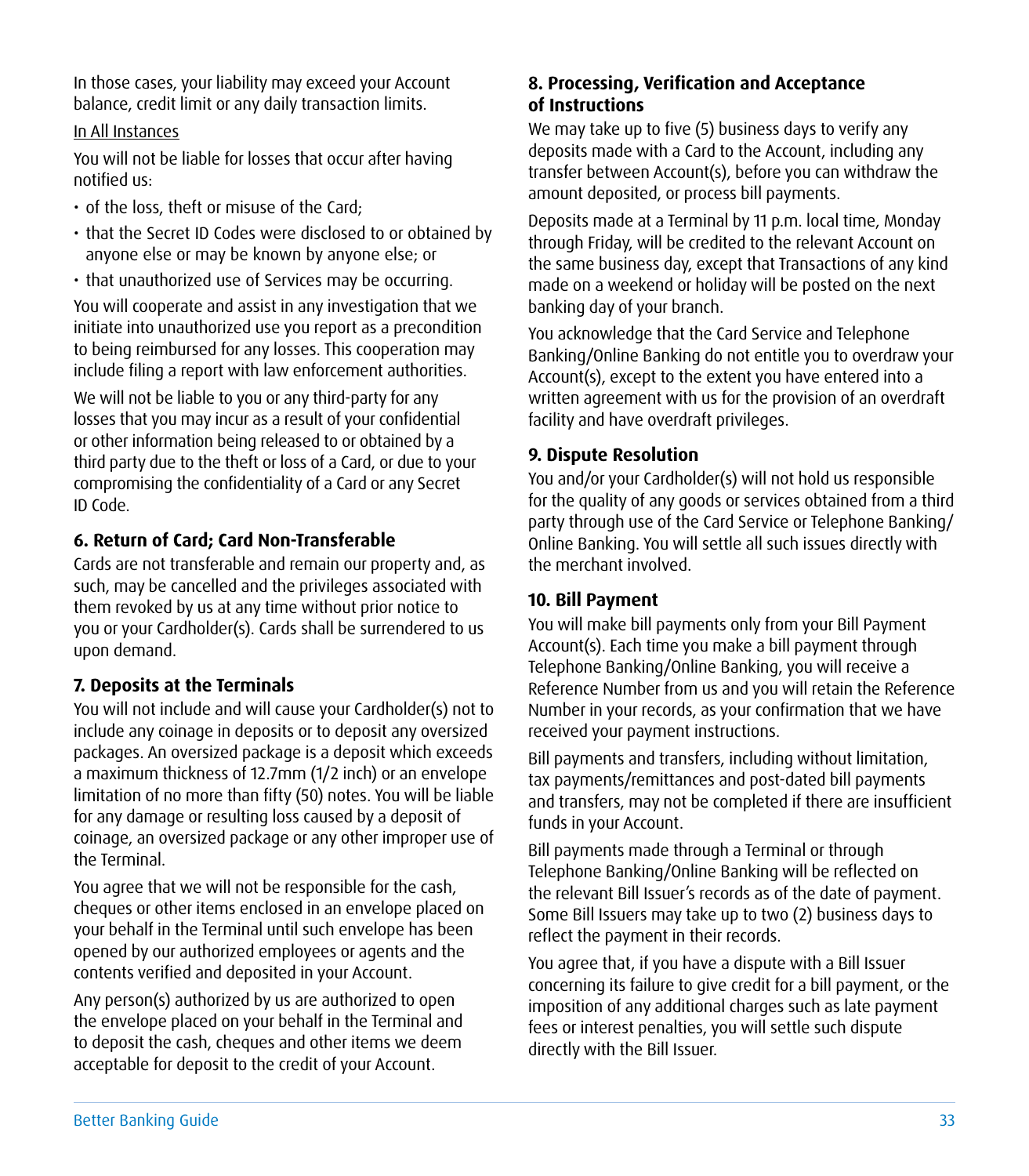In those cases, your liability may exceed your Account balance, credit limit or any daily transaction limits.

<u>In All Instances</u>

You will not be liable for losses that occur after having notified us:

- of the loss, theft or misuse of the Card;
- that the Secret ID Codes were disclosed to or obtained by anyone else or may be known by anyone else; or
- that unauthorized use of Services may be occurring.

You will cooperate and assist in any investigation that we initiate into unauthorized use you report as a precondition to being reimbursed for any losses. This cooperation may include filing a report with law enforcement authorities.

We will not be liable to you or any third-party for any losses that you may incur as a result of your confidential or other information being released to or obtained by a third party due to the theft or loss of a Card, or due to your compromising the confidentiality of a Card or any Secret ID Code.

### 6. Return of Card; Card Non-Transferable

Cards are not transferable and remain our property and, as such, may be cancelled and the privileges associated with them revoked by us at any time without prior notice to you or your Cardholder(s). Cards shall be surrendered to us upon demand.

### 7. Deposits at the Terminals

You will not include and will cause your Cardholder(s) not to include any coinage in deposits or to deposit any oversized packages. An oversized package is a deposit which exceeds a maximum thickness of 12.7mm (1/2 inch) or an envelope limitation of no more than fifty (50) notes. You will be liable for any damage or resulting loss caused by a deposit of coinage, an oversized package or any other improper use of the Terminal.

You agree that we will not be responsible for the cash, cheques or other items enclosed in an envelope placed on your behalf in the Terminal until such envelope has been opened by our authorized employees or agents and the contents verified and deposited in your Account.

Any person(s) authorized by us are authorized to open the envelope placed on your behalf in the Terminal and to deposit the cash, cheques and other items we deem acceptable for deposit to the credit of your Account.

### 8. Processing, Verification and Acceptance of Instructions

We may take up to five (5) business days to verify any deposits made with a Card to the Account, including any transfer between Account(s), before you can withdraw the amount deposited, or process bill payments.

Deposits made at a Terminal by 11 p.m. local time, Monday through Friday, will be credited to the relevant Account on the same business day, except that Transactions of any kind made on a weekend or holiday will be posted on the next banking day of your branch.

You acknowledge that the Card Service and Telephone Banking/Online Banking do not entitle you to overdraw your Account(s), except to the extent you have entered into a written agreement with us for the provision of an overdraft facility and have overdraft privileges.

### 9. Dispute Resolution

You and/or your Cardholder(s) will not hold us responsible for the quality of any goods or services obtained from a third party through use of the Card Service or Telephone Banking/Online Banking. You will settle all such issues directly with the merchant involved.

### 10. Bill Payment

You will make bill payments only from your Bill Payment Account(s). Each time you make a bill payment through Telephone Banking/Online Banking, you will receive a Reference Number from us and you will retain the Reference Number in your records, as your confirmation that we have received your payment instructions.

Bill payments and transfers, including without limitation, tax payments/remittances and post-dated bill payments and transfers, may not be completed if there are insufficient funds in your Account.

Bill payments made through a Terminal or through Telephone Banking/Online Banking will be reflected on the relevant Bill Issuer's records as of the date of payment. Some Bill Issuers may take up to two (2) business days to reflect the payment in their records.

You agree that, if you have a dispute with a Bill Issuer concerning its failure to give credit for a bill payment, or the imposition of any additional charges such as late payment fees or interest penalties, you will settle such dispute directly with the Bill Issuer.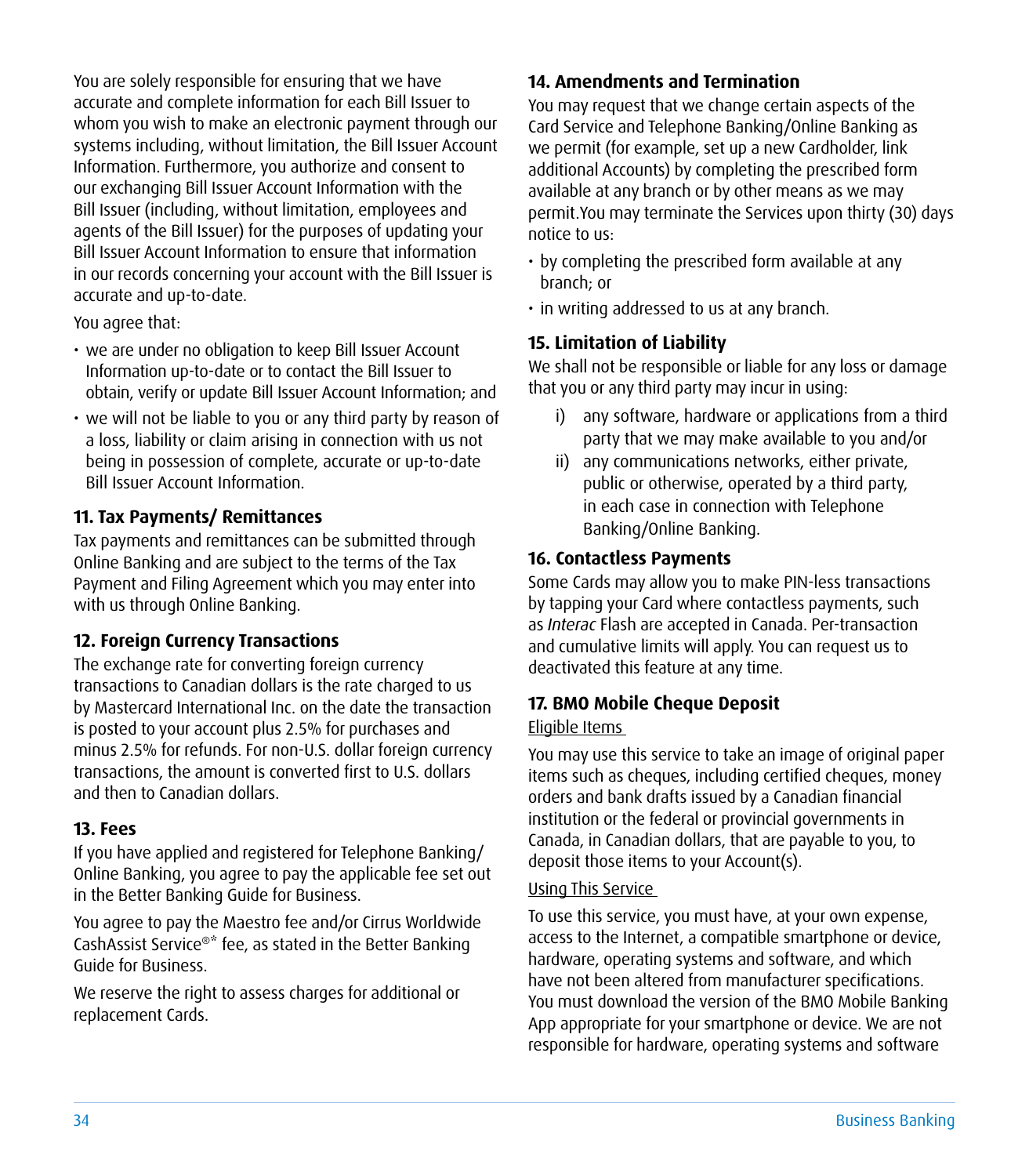You are solely responsible for ensuring that we have accurate and complete information for each Bill Issuer to whom you wish to make an electronic payment through our systems including, without limitation, the Bill Issuer Account Information. Furthermore, you authorize and consent to our exchanging Bill Issuer Account Information with the Bill Issuer (including, without limitation, employees and agents of the Bill Issuer) for the purposes of updating your Bill Issuer Account Information to ensure that information in our records concerning your account with the Bill Issuer is accurate and up-to-date.

You agree that:

- we are under no obligation to keep Bill Issuer Account Information up-to-date or to contact the Bill Issuer to obtain, verify or update Bill Issuer Account Information; and
- we will not be liable to you or any third party by reason of a loss, liability or claim arising in connection with us not being in possession of complete, accurate or up-to-date Bill Issuer Account Information.

### 11. Tax Payments/ Remittances

Tax payments and remittances can be submitted through Online Banking and are subject to the terms of the Tax Payment and Filing Agreement which you may enter into with us through Online Banking.

### 12. Foreign Currency Transactions

The exchange rate for converting foreign currency transactions to Canadian dollars is the rate charged to us by Mastercard International Inc. on the date the transaction is posted to your account plus 2.5% for purchases and minus 2.5% for refunds. For non-U.S. dollar foreign currency transactions, the amount is converted first to U.S. dollars and then to Canadian dollars.

### 13. Fees

If you have applied and registered for Telephone Banking/ Online Banking, you agree to pay the applicable fee set out in the Better Banking Guide for Business.

You agree to pay the Maestro fee and/or Cirrus Worldwide CashAssist Service®* fee, as stated in the Better Banking Guide for Business.

We reserve the right to assess charges for additional or replacement Cards.

### 14. Amendments and Termination

You may request that we change certain aspects of the Card Service and Telephone Banking/Online Banking as we permit (for example, set up a new Cardholder, link additional Accounts) by completing the prescribed form available at any branch or by other means as we may permit.You may terminate the Services upon thirty (30) days notice to us:

- by completing the prescribed form available at any branch; or
- in writing addressed to us at any branch.

### 15. Limitation of Liability

We shall not be responsible or liable for any loss or damage that you or any third party may incur in using:

i) any software, hardware or applications from a third party that we may make available to you and/or

ii) any communications networks, either private, public or otherwise, operated by a third party, in each case in connection with Telephone Banking/Online Banking.

### 16. Contactless Payments

Some Cards may allow you to make PIN-less transactions by tapping your Card where contactless payments, such as *Interac* Flash are accepted in Canada. Per-transaction and cumulative limits will apply. You can request us to deactivated this feature at any time.

### 17. BMO Mobile Cheque Deposit

Eligible Items

You may use this service to take an image of original paper items such as cheques, including certified cheques, money orders and bank drafts issued by a Canadian financial institution or the federal or provincial governments in Canada, in Canadian dollars, that are payable to you, to deposit those items to your Account(s).

Using This Service

To use this service, you must have, at your own expense, access to the Internet, a compatible smartphone or device, hardware, operating systems and software, and which have not been altered from manufacturer specifications. You must download the version of the BMO Mobile Banking App appropriate for your smartphone or device. We are not responsible for hardware, operating systems and software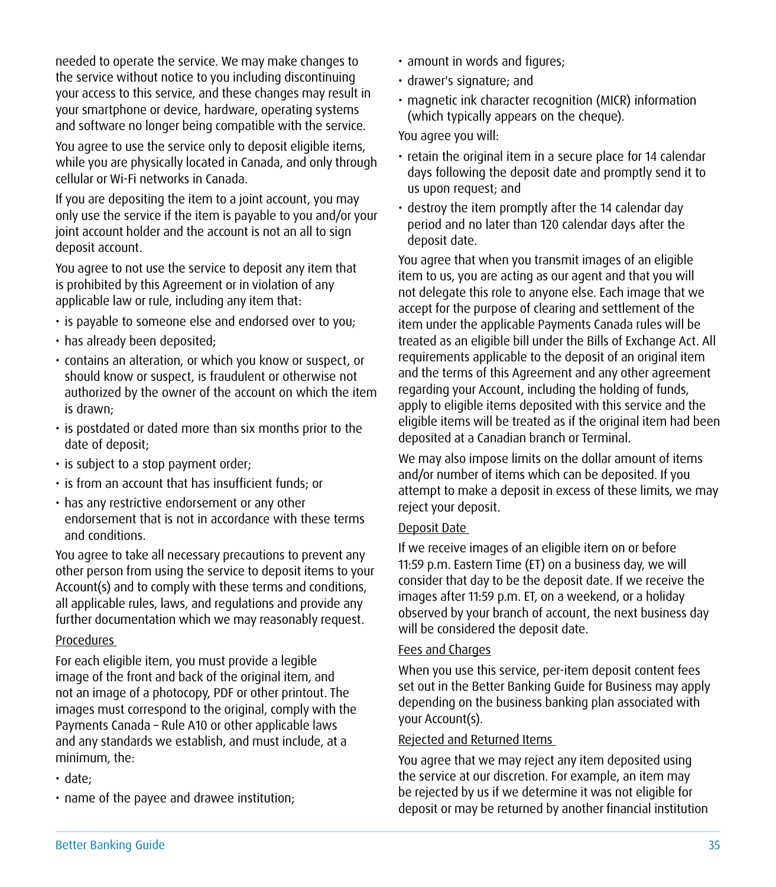needed to operate the service. We may make changes to the service without notice to you including discontinuing your access to this service, and these changes may result in your smartphone or device, hardware, operating systems and software no longer being compatible with the service.

You agree to use the service only to deposit eligible items, while you are physically located in Canada, and only through cellular or Wi-Fi networks in Canada.

If you are depositing the item to a joint account, you may only use the service if the item is payable to you and/or your joint account holder and the account is not an all to sign deposit account.

You agree to not use the service to deposit any item that is prohibited by this Agreement or in violation of any applicable law or rule, including any item that:

- is payable to someone else and endorsed over to you;
- has already been deposited;
- contains an alteration, or which you know or suspect, or should know or suspect, is fraudulent or otherwise not authorized by the owner of the account on which the item is drawn;
- is postdated or dated more than six months prior to the date of deposit;
- is subject to a stop payment order;
- is from an account that has insufficient funds; or
- has any restrictive endorsement or any other endorsement that is not in accordance with these terms and conditions.

You agree to take all necessary precautions to prevent any other person from using the service to deposit items to your Account(s) and to comply with these terms and conditions, all applicable rules, laws, and regulations and provide any further documentation which we may reasonably request.

Procedures

For each eligible item, you must provide a legible image of the front and back of the original item, and not an image of a photocopy, PDF or other printout. The images must correspond to the original, comply with the Payments Canada – Rule A10 or other applicable laws and any standards we establish, and must include, at a minimum, the:

- date;
- name of the payee and drawee institution;
- amount in words and figures;
- drawer's signature; and
- magnetic ink character recognition (MICR) information (which typically appears on the cheque).

You agree you will:

- retain the original item in a secure place for 14 calendar days following the deposit date and promptly send it to us upon request; and
- destroy the item promptly after the 14 calendar day period and no later than 120 calendar days after the deposit date.

You agree that when you transmit images of an eligible item to us, you are acting as our agent and that you will not delegate this role to anyone else. Each image that we accept for the purpose of clearing and settlement of the item under the applicable Payments Canada rules will be treated as an eligible bill under the Bills of Exchange Act. All requirements applicable to the deposit of an original item and the terms of this Agreement and any other agreement regarding your Account, including the holding of funds, apply to eligible items deposited with this service and the eligible items will be treated as if the original item had been deposited at a Canadian branch or Terminal.

We may also impose limits on the dollar amount of items and/or number of items which can be deposited. If you attempt to make a deposit in excess of these limits, we may reject your deposit.

Deposit Date

If we receive images of an eligible item on or before 11:59 p.m. Eastern Time (ET) on a business day, we will consider that day to be the deposit date. If we receive the images after 11:59 p.m. ET, on a weekend, or a holiday observed by your branch of account, the next business day will be considered the deposit date.

Fees and Charges

When you use this service, per-item deposit content fees set out in the Better Banking Guide for Business may apply depending on the business banking plan associated with your Account(s).

Rejected and Returned Items

You agree that we may reject any item deposited using the service at our discretion. For example, an item may be rejected by us if we determine it was not eligible for deposit or may be returned by another financial institution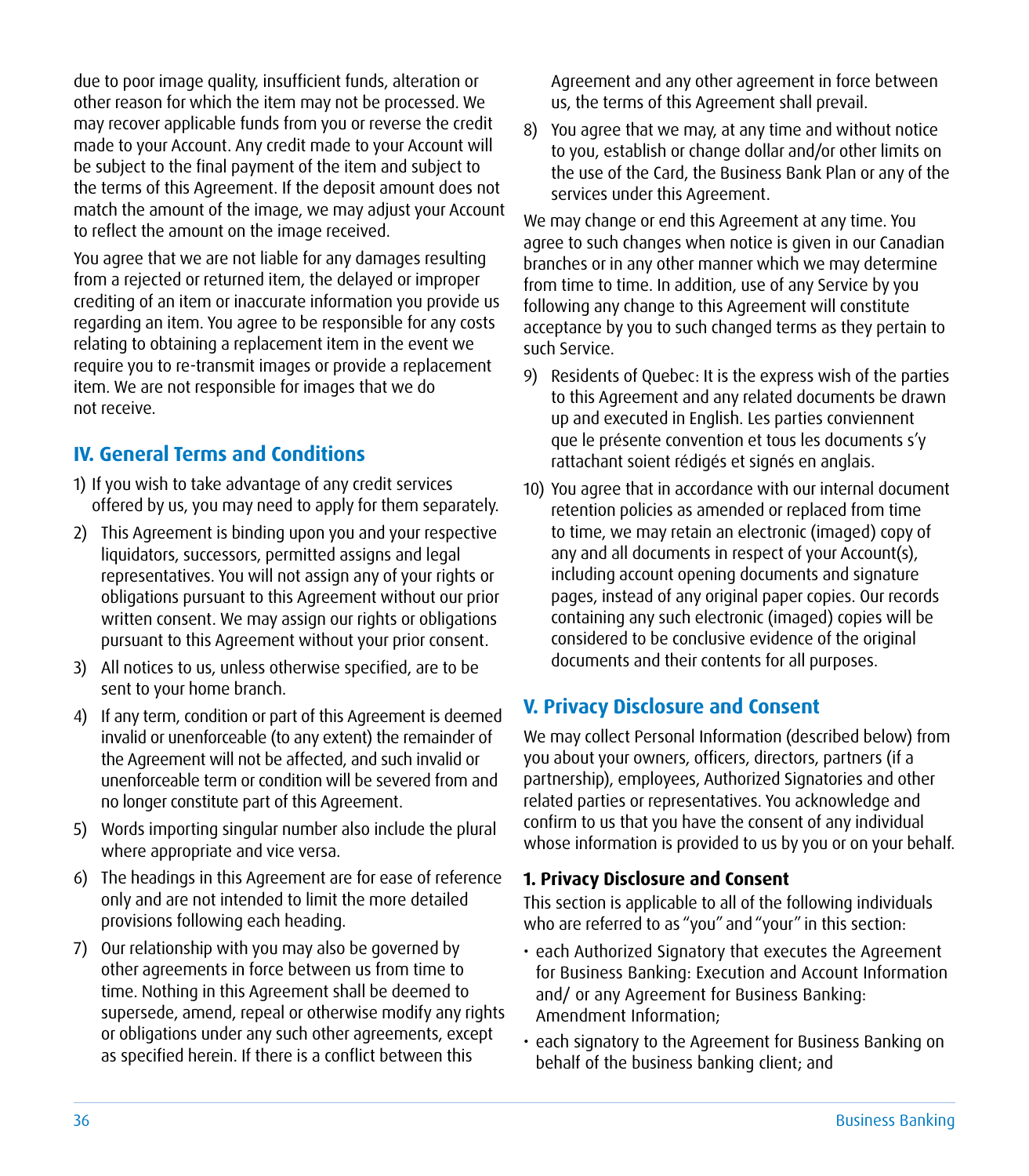due to poor image quality, insufficient funds, alteration or other reason for which the item may not be processed. We may recover applicable funds from you or reverse the credit made to your Account. Any credit made to your Account will be subject to the final payment of the item and subject to the terms of this Agreement. If the deposit amount does not match the amount of the image, we may adjust your Account to reflect the amount on the image received.

You agree that we are not liable for any damages resulting from a rejected or returned item, the delayed or improper crediting of an item or inaccurate information you provide us regarding an item. You agree to be responsible for any costs relating to obtaining a replacement item in the event we require you to re-transmit images or provide a replacement item. We are not responsible for images that we do not receive.

## IV. General Terms and Conditions

1) If you wish to take advantage of any credit services offered by us, you may need to apply for them separately.
2) This Agreement is binding upon you and your respective liquidators, successors, permitted assigns and legal representatives. You will not assign any of your rights or obligations pursuant to this Agreement without our prior written consent. We may assign our rights or obligations pursuant to this Agreement without your prior consent.
3) All notices to us, unless otherwise specified, are to be sent to your home branch.
4) If any term, condition or part of this Agreement is deemed invalid or unenforceable (to any extent) the remainder of the Agreement will not be affected, and such invalid or unenforceable term or condition will be severed from and no longer constitute part of this Agreement.
5) Words importing singular number also include the plural where appropriate and vice versa.
6) The headings in this Agreement are for ease of reference only and are not intended to limit the more detailed provisions following each heading.
7) Our relationship with you may also be governed by other agreements in force between us from time to time. Nothing in this Agreement shall be deemed to supersede, amend, repeal or otherwise modify any rights or obligations under any such other agreements, except as specified herein. If there is a conflict between this Agreement and any other agreement in force between us, the terms of this Agreement shall prevail.
8) You agree that we may, at any time and without notice to you, establish or change dollar and/or other limits on the use of the Card, the Business Bank Plan or any of the services under this Agreement.

We may change or end this Agreement at any time. You agree to such changes when notice is given in our Canadian branches or in any other manner which we may determine from time to time. In addition, use of any Service by you following any change to this Agreement will constitute acceptance by you to such changed terms as they pertain to such Service.

9) Residents of Quebec: It is the express wish of the parties to this Agreement and any related documents be drawn up and executed in English. Les parties conviennent que le présente convention et tous les documents s'y rattachant soient rédigés et signés en anglais.
10) You agree that in accordance with our internal document retention policies as amended or replaced from time to time, we may retain an electronic (imaged) copy of any and all documents in respect of your Account(s), including account opening documents and signature pages, instead of any original paper copies. Our records containing any such electronic (imaged) copies will be considered to be conclusive evidence of the original documents and their contents for all purposes.

## V. Privacy Disclosure and Consent

We may collect Personal Information (described below) from you about your owners, officers, directors, partners (if a partnership), employees, Authorized Signatories and other related parties or representatives. You acknowledge and confirm to us that you have the consent of any individual whose information is provided to us by you or on your behalf.

### 1. Privacy Disclosure and Consent

This section is applicable to all of the following individuals who are referred to as "you" and "your" in this section:

- each Authorized Signatory that executes the Agreement for Business Banking: Execution and Account Information and/ or any Agreement for Business Banking: Amendment Information;
- each signatory to the Agreement for Business Banking on behalf of the business banking client; and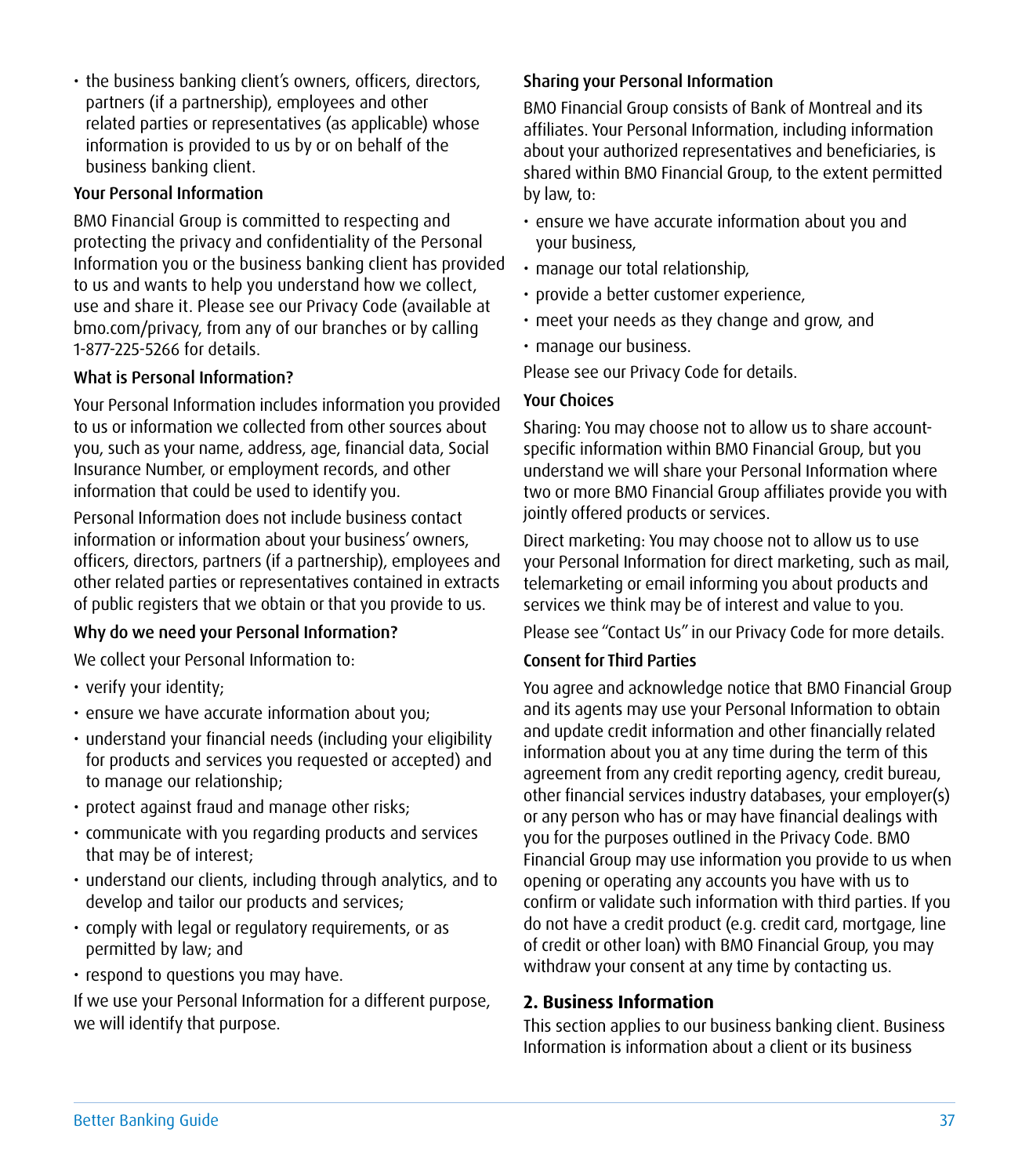- the business banking client's owners, officers, directors, partners (if a partnership), employees and other related parties or representatives (as applicable) whose information is provided to us by or on behalf of the business banking client.

### Your Personal Information

BMO Financial Group is committed to respecting and protecting the privacy and confidentiality of the Personal Information you or the business banking client has provided to us and wants to help you understand how we collect, use and share it. Please see our Privacy Code (available at bmo.com/privacy, from any of our branches or by calling 1-877-225-5266 for details.

### What is Personal Information?

Your Personal Information includes information you provided to us or information we collected from other sources about you, such as your name, address, age, financial data, Social Insurance Number, or employment records, and other information that could be used to identify you.

Personal Information does not include business contact information or information about your business' owners, officers, directors, partners (if a partnership), employees and other related parties or representatives contained in extracts of public registers that we obtain or that you provide to us.

### Why do we need your Personal Information?

We collect your Personal Information to:

- verify your identity;
- ensure we have accurate information about you;
- understand your financial needs (including your eligibility for products and services you requested or accepted) and to manage our relationship;
- protect against fraud and manage other risks;
- communicate with you regarding products and services that may be of interest;
- understand our clients, including through analytics, and to develop and tailor our products and services;
- comply with legal or regulatory requirements, or as permitted by law; and
- respond to questions you may have.

If we use your Personal Information for a different purpose, we will identify that purpose.

### Sharing your Personal Information

BMO Financial Group consists of Bank of Montreal and its affiliates. Your Personal Information, including information about your authorized representatives and beneficiaries, is shared within BMO Financial Group, to the extent permitted by law, to:

- ensure we have accurate information about you and your business,
- manage our total relationship,
- provide a better customer experience,
- meet your needs as they change and grow, and
- manage our business.

Please see our Privacy Code for details.

### Your Choices

Sharing: You may choose not to allow us to share account-specific information within BMO Financial Group, but you understand we will share your Personal Information where two or more BMO Financial Group affiliates provide you with jointly offered products or services.

Direct marketing: You may choose not to allow us to use your Personal Information for direct marketing, such as mail, telemarketing or email informing you about products and services we think may be of interest and value to you.

Please see "Contact Us" in our Privacy Code for more details.

### Consent for Third Parties

You agree and acknowledge notice that BMO Financial Group and its agents may use your Personal Information to obtain and update credit information and other financially related information about you at any time during the term of this agreement from any credit reporting agency, credit bureau, other financial services industry databases, your employer(s) or any person who has or may have financial dealings with you for the purposes outlined in the Privacy Code. BMO Financial Group may use information you provide to us when opening or operating any accounts you have with us to confirm or validate such information with third parties. If you do not have a credit product (e.g. credit card, mortgage, line of credit or other loan) with BMO Financial Group, you may withdraw your consent at any time by contacting us.

## 2. Business Information

This section applies to our business banking client. Business Information is information about a client or its business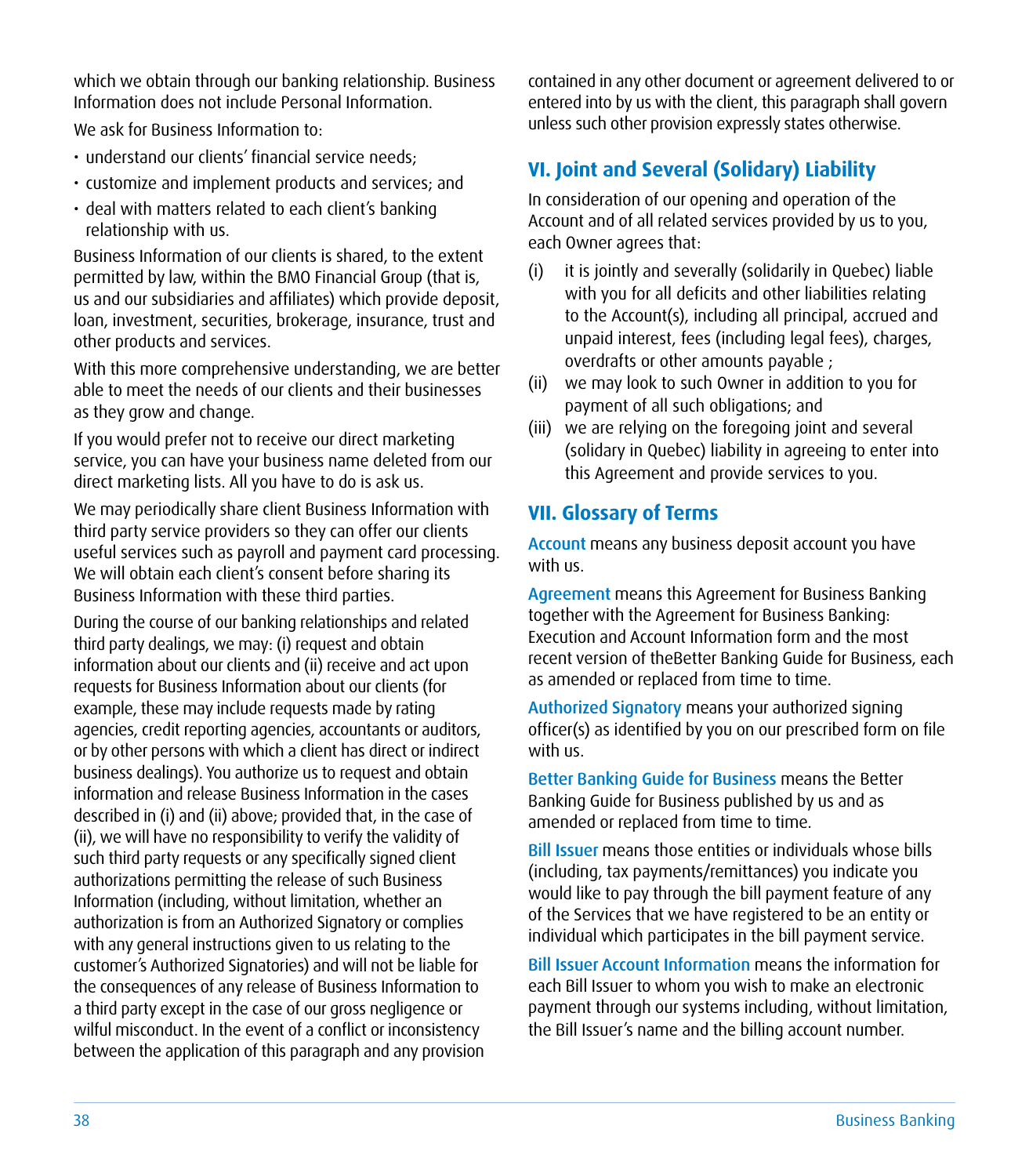which we obtain through our banking relationship. Business Information does not include Personal Information.

We ask for Business Information to:

- understand our clients' financial service needs;
- customize and implement products and services; and
- deal with matters related to each client's banking relationship with us.

Business Information of our clients is shared, to the extent permitted by law, within the BMO Financial Group (that is, us and our subsidiaries and affiliates) which provide deposit, loan, investment, securities, brokerage, insurance, trust and other products and services.

With this more comprehensive understanding, we are better able to meet the needs of our clients and their businesses as they grow and change.

If you would prefer not to receive our direct marketing service, you can have your business name deleted from our direct marketing lists. All you have to do is ask us.

We may periodically share client Business Information with third party service providers so they can offer our clients useful services such as payroll and payment card processing. We will obtain each client's consent before sharing its Business Information with these third parties.

During the course of our banking relationships and related third party dealings, we may: (i) request and obtain information about our clients and (ii) receive and act upon requests for Business Information about our clients (for example, these may include requests made by rating agencies, credit reporting agencies, accountants or auditors, or by other persons with which a client has direct or indirect business dealings). You authorize us to request and obtain information and release Business Information in the cases described in (i) and (ii) above; provided that, in the case of (ii), we will have no responsibility to verify the validity of such third party requests or any specifically signed client authorizations permitting the release of such Business Information (including, without limitation, whether an authorization is from an Authorized Signatory or complies with any general instructions given to us relating to the customer's Authorized Signatories) and will not be liable for the consequences of any release of Business Information to a third party except in the case of our gross negligence or wilful misconduct. In the event of a conflict or inconsistency between the application of this paragraph and any provision contained in any other document or agreement delivered to or entered into by us with the client, this paragraph shall govern unless such other provision expressly states otherwise.

## VI. Joint and Several (Solidary) Liability

In consideration of our opening and operation of the Account and of all related services provided by us to you, each Owner agrees that:

(i) it is jointly and severally (solidarily in Quebec) liable with you for all deficits and other liabilities relating to the Account(s), including all principal, accrued and unpaid interest, fees (including legal fees), charges, overdrafts or other amounts payable ;

(ii) we may look to such Owner in addition to you for payment of all such obligations; and

(iii) we are relying on the foregoing joint and several (solidary in Quebec) liability in agreeing to enter into this Agreement and provide services to you.

## VII. Glossary of Terms

**Account** means any business deposit account you have with us.

**Agreement** means this Agreement for Business Banking together with the Agreement for Business Banking: Execution and Account Information form and the most recent version of theBetter Banking Guide for Business, each as amended or replaced from time to time.

**Authorized Signatory** means your authorized signing officer(s) as identified by you on our prescribed form on file with us.

**Better Banking Guide for Business** means the Better Banking Guide for Business published by us and as amended or replaced from time to time.

**Bill Issuer** means those entities or individuals whose bills (including, tax payments/remittances) you indicate you would like to pay through the bill payment feature of any of the Services that we have registered to be an entity or individual which participates in the bill payment service.

**Bill Issuer Account Information** means the information for each Bill Issuer to whom you wish to make an electronic payment through our systems including, without limitation, the Bill Issuer's name and the billing account number.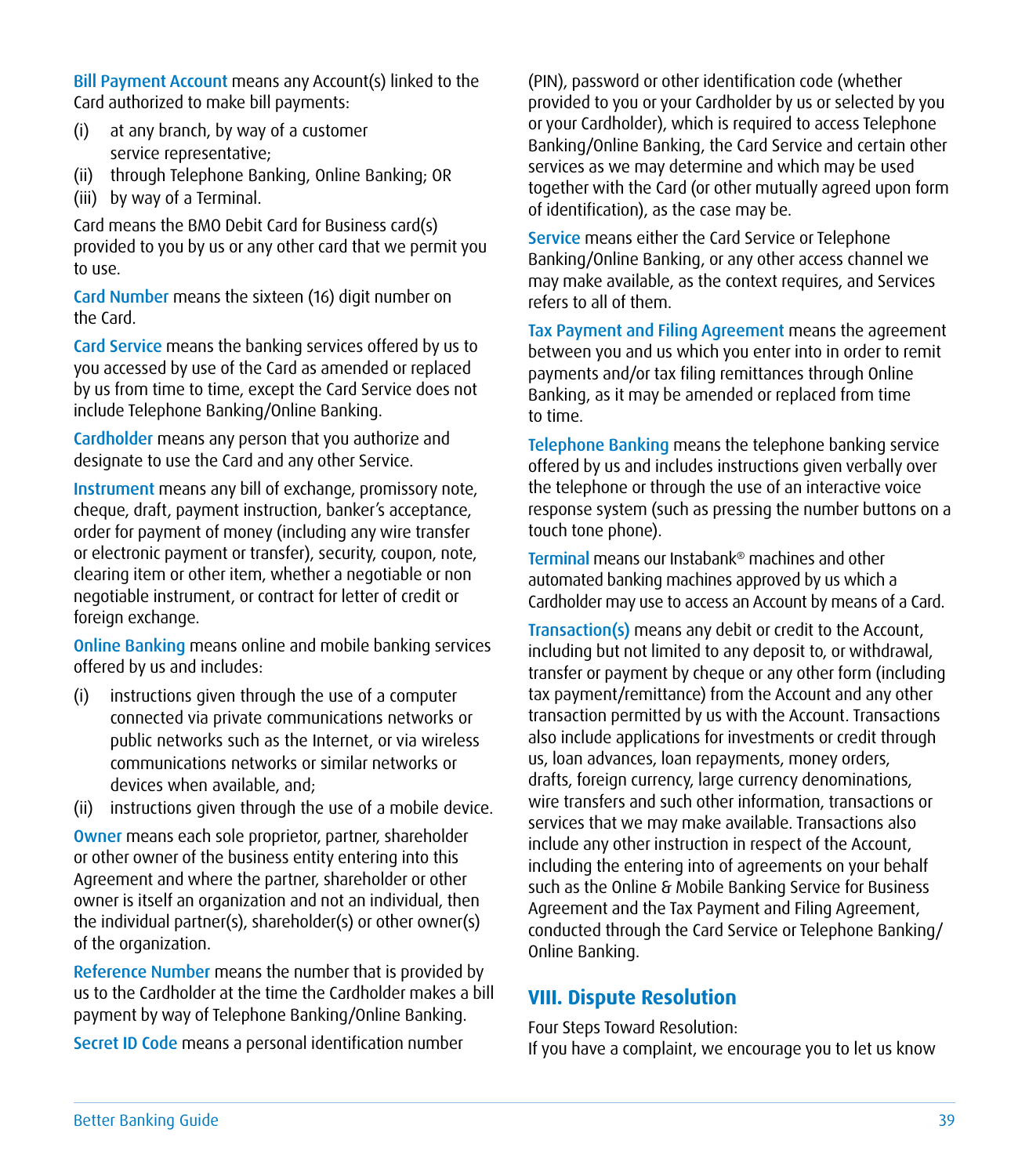**Bill Payment Account** means any Account(s) linked to the Card authorized to make bill payments:

(i) at any branch, by way of a customer service representative;
(ii) through Telephone Banking, Online Banking; OR
(iii) by way of a Terminal.

Card means the BMO Debit Card for Business card(s) provided to you by us or any other card that we permit you to use.

**Card Number** means the sixteen (16) digit number on the Card.

**Card Service** means the banking services offered by us to you accessed by use of the Card as amended or replaced by us from time to time, except the Card Service does not include Telephone Banking/Online Banking.

**Cardholder** means any person that you authorize and designate to use the Card and any other Service.

**Instrument** means any bill of exchange, promissory note, cheque, draft, payment instruction, banker's acceptance, order for payment of money (including any wire transfer or electronic payment or transfer), security, coupon, note, clearing item or other item, whether a negotiable or non negotiable instrument, or contract for letter of credit or foreign exchange.

**Online Banking** means online and mobile banking services offered by us and includes:

(i) instructions given through the use of a computer connected via private communications networks or public networks such as the Internet, or via wireless communications networks or similar networks or devices when available, and;
(ii) instructions given through the use of a mobile device.

**Owner** means each sole proprietor, partner, shareholder or other owner of the business entity entering into this Agreement and where the partner, shareholder or other owner is itself an organization and not an individual, then the individual partner(s), shareholder(s) or other owner(s) of the organization.

**Reference Number** means the number that is provided by us to the Cardholder at the time the Cardholder makes a bill payment by way of Telephone Banking/Online Banking.

**Secret ID Code** means a personal identification number (PIN), password or other identification code (whether provided to you or your Cardholder by us or selected by you or your Cardholder), which is required to access Telephone Banking/Online Banking, the Card Service and certain other services as we may determine and which may be used together with the Card (or other mutually agreed upon form of identification), as the case may be.

**Service** means either the Card Service or Telephone Banking/Online Banking, or any other access channel we may make available, as the context requires, and Services refers to all of them.

**Tax Payment and Filing Agreement** means the agreement between you and us which you enter into in order to remit payments and/or tax filing remittances through Online Banking, as it may be amended or replaced from time to time.

**Telephone Banking** means the telephone banking service offered by us and includes instructions given verbally over the telephone or through the use of an interactive voice response system (such as pressing the number buttons on a touch tone phone).

**Terminal** means our Instabank® machines and other automated banking machines approved by us which a Cardholder may use to access an Account by means of a Card.

**Transaction(s)** means any debit or credit to the Account, including but not limited to any deposit to, or withdrawal, transfer or payment by cheque or any other form (including tax payment/remittance) from the Account and any other transaction permitted by us with the Account. Transactions also include applications for investments or credit through us, loan advances, loan repayments, money orders, drafts, foreign currency, large currency denominations, wire transfers and such other information, transactions or services that we may make available. Transactions also include any other instruction in respect of the Account, including the entering into of agreements on your behalf such as the Online & Mobile Banking Service for Business Agreement and the Tax Payment and Filing Agreement, conducted through the Card Service or Telephone Banking/Online Banking.

## VIII. Dispute Resolution

Four Steps Toward Resolution:
If you have a complaint, we encourage you to let us know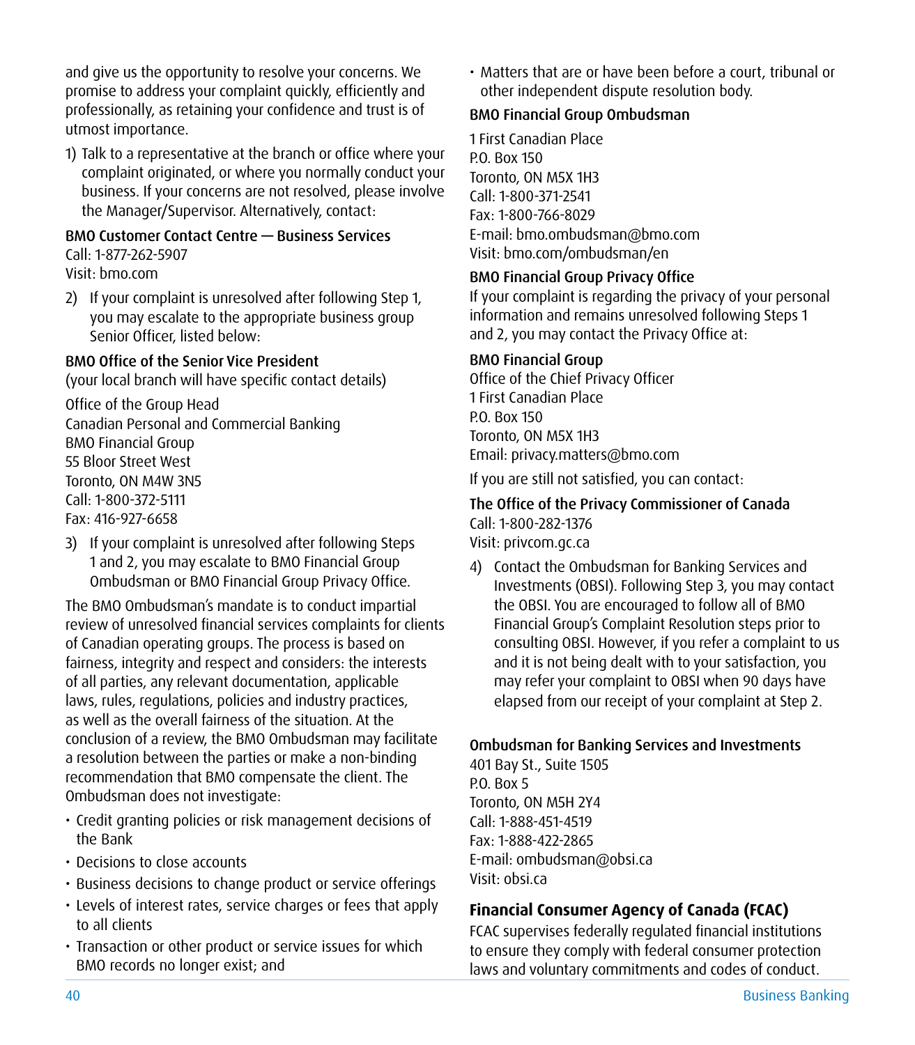and give us the opportunity to resolve your concerns. We promise to address your complaint quickly, efficiently and professionally, as retaining your confidence and trust is of utmost importance.

1) Talk to a representative at the branch or office where your complaint originated, or where you normally conduct your business. If your concerns are not resolved, please involve the Manager/Supervisor. Alternatively, contact:

**BMO Customer Contact Centre — Business Services**
Call: 1-877-262-5907
Visit: bmo.com

2) If your complaint is unresolved after following Step 1, you may escalate to the appropriate business group Senior Officer, listed below:

**BMO Office of the Senior Vice President**
(your local branch will have specific contact details)

Office of the Group Head
Canadian Personal and Commercial Banking
BMO Financial Group
55 Bloor Street West
Toronto, ON M4W 3N5
Call: 1-800-372-5111
Fax: 416-927-6658

3) If your complaint is unresolved after following Steps 1 and 2, you may escalate to BMO Financial Group Ombudsman or BMO Financial Group Privacy Office.

The BMO Ombudsman's mandate is to conduct impartial review of unresolved financial services complaints for clients of Canadian operating groups. The process is based on fairness, integrity and respect and considers: the interests of all parties, any relevant documentation, applicable laws, rules, regulations, policies and industry practices, as well as the overall fairness of the situation. At the conclusion of a review, the BMO Ombudsman may facilitate a resolution between the parties or make a non-binding recommendation that BMO compensate the client. The Ombudsman does not investigate:

- Credit granting policies or risk management decisions of the Bank
- Decisions to close accounts
- Business decisions to change product or service offerings
- Levels of interest rates, service charges or fees that apply to all clients
- Transaction or other product or service issues for which BMO records no longer exist; and
- Matters that are or have been before a court, tribunal or other independent dispute resolution body.

**BMO Financial Group Ombudsman**

1 First Canadian Place
P.O. Box 150
Toronto, ON M5X 1H3
Call: 1-800-371-2541
Fax: 1-800-766-8029
E-mail: bmo.ombudsman@bmo.com
Visit: bmo.com/ombudsman/en

**BMO Financial Group Privacy Office**
If your complaint is regarding the privacy of your personal information and remains unresolved following Steps 1 and 2, you may contact the Privacy Office at:

**BMO Financial Group**
Office of the Chief Privacy Officer
1 First Canadian Place
P.O. Box 150
Toronto, ON M5X 1H3
Email: privacy.matters@bmo.com

If you are still not satisfied, you can contact:

**The Office of the Privacy Commissioner of Canada**
Call: 1-800-282-1376
Visit: privcom.gc.ca

4) Contact the Ombudsman for Banking Services and Investments (OBSI). Following Step 3, you may contact the OBSI. You are encouraged to follow all of BMO Financial Group's Complaint Resolution steps prior to consulting OBSI. However, if you refer a complaint to us and it is not being dealt with to your satisfaction, you may refer your complaint to OBSI when 90 days have elapsed from our receipt of your complaint at Step 2.

**Ombudsman for Banking Services and Investments**
401 Bay St., Suite 1505
P.O. Box 5
Toronto, ON M5H 2Y4
Call: 1-888-451-4519
Fax: 1-888-422-2865
E-mail: ombudsman@obsi.ca
Visit: obsi.ca

## Financial Consumer Agency of Canada (FCAC)

FCAC supervises federally regulated financial institutions to ensure they comply with federal consumer protection laws and voluntary commitments and codes of conduct.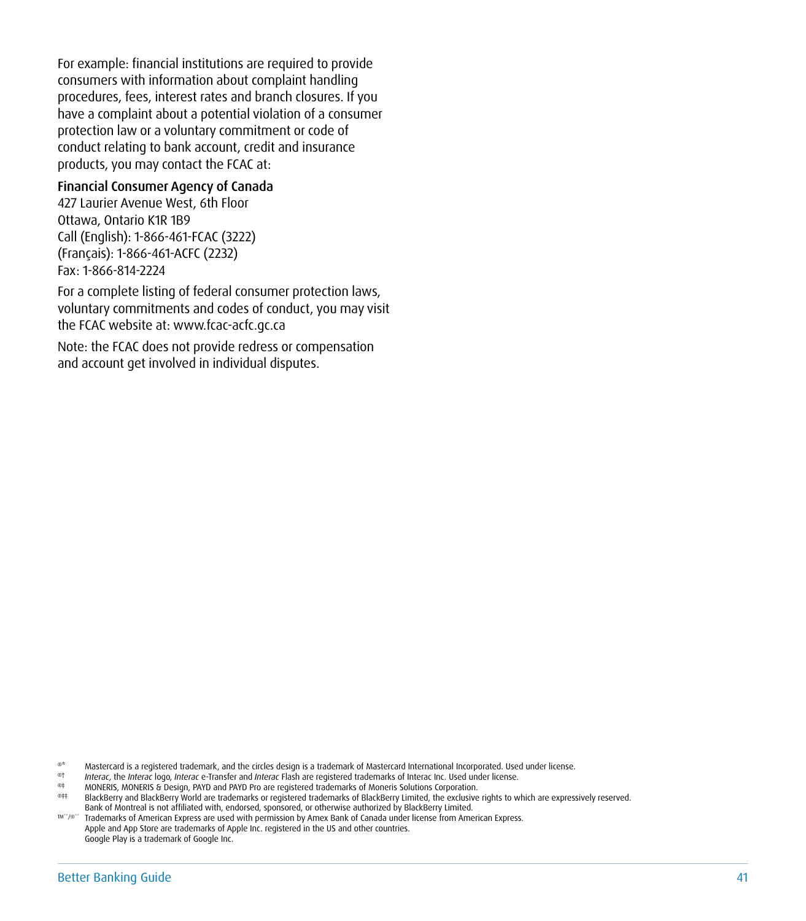For example: financial institutions are required to provide consumers with information about complaint handling procedures, fees, interest rates and branch closures. If you have a complaint about a potential violation of a consumer protection law or a voluntary commitment or code of conduct relating to bank account, credit and insurance products, you may contact the FCAC at:

**Financial Consumer Agency of Canada**
427 Laurier Avenue West, 6th Floor
Ottawa, Ontario K1R 1B9
Call (English): 1-866-461-FCAC (3222)
(Français): 1-866-461-ACFC (2232)
Fax: 1-866-814-2224

For a complete listing of federal consumer protection laws, voluntary commitments and codes of conduct, you may visit the FCAC website at: www.fcac-acfc.gc.ca

Note: the FCAC does not provide redress or compensation and account get involved in individual disputes.

®* Mastercard is a registered trademark, and the circles design is a trademark of Mastercard International Incorporated. Used under license.
®† *Interac*, the *Interac* logo, *Interac* e-Transfer and *Interac* Flash are registered trademarks of Interac Inc. Used under license.
®‡ MONERIS, MONERIS & Design, PAYD and PAYD Pro are registered trademarks of Moneris Solutions Corporation.
®‡‡ BlackBerry and BlackBerry World are trademarks or registered trademarks of BlackBerry Limited, the exclusive rights to which are expressively reserved. Bank of Montreal is not affiliated with, endorsed, sponsored, or otherwise authorized by BlackBerry Limited.
™**/®** Trademarks of American Express are used with permission by Amex Bank of Canada under license from American Express.
Apple and App Store are trademarks of Apple Inc. registered in the US and other countries.
Google Play is a trademark of Google Inc.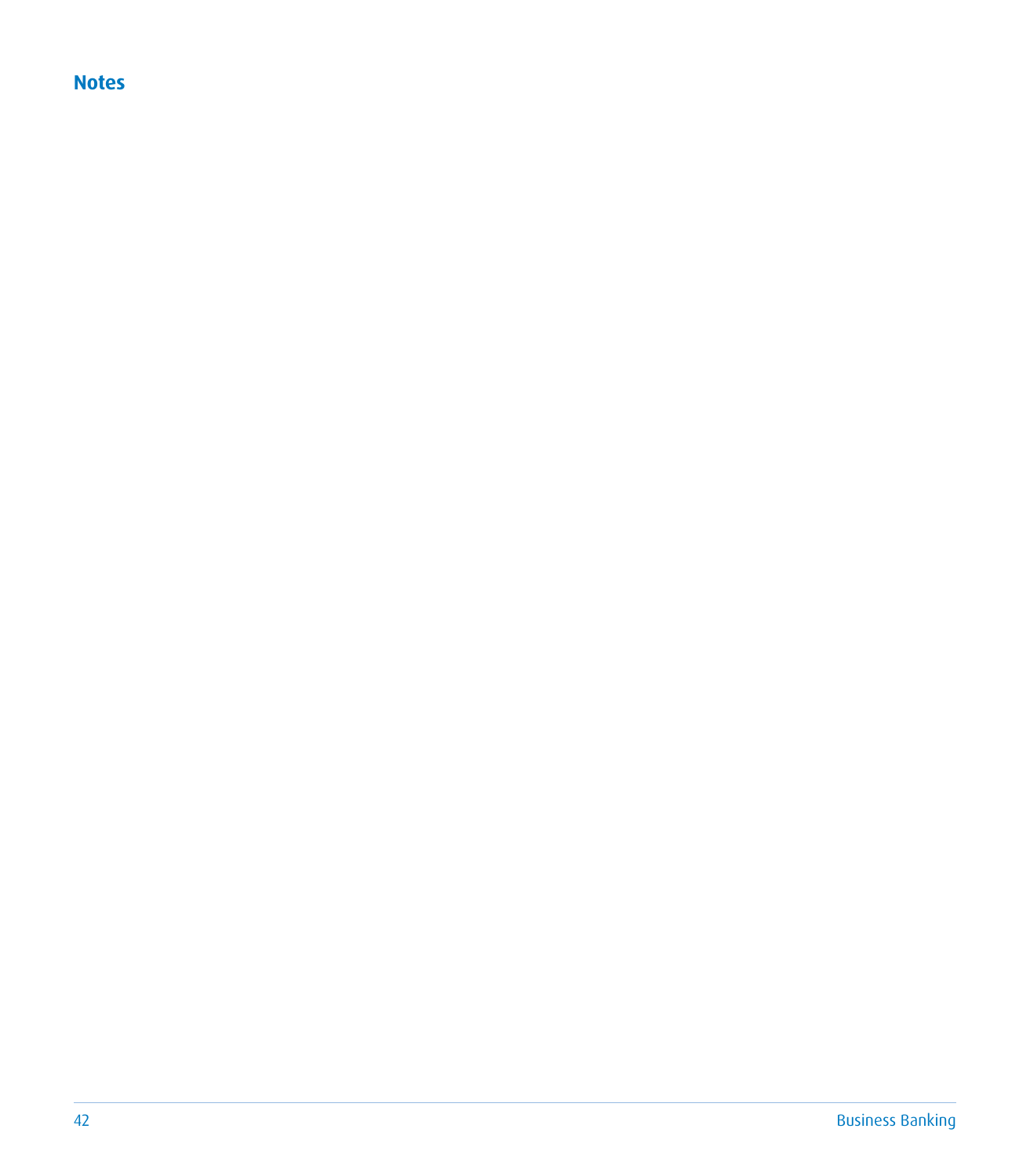## Notes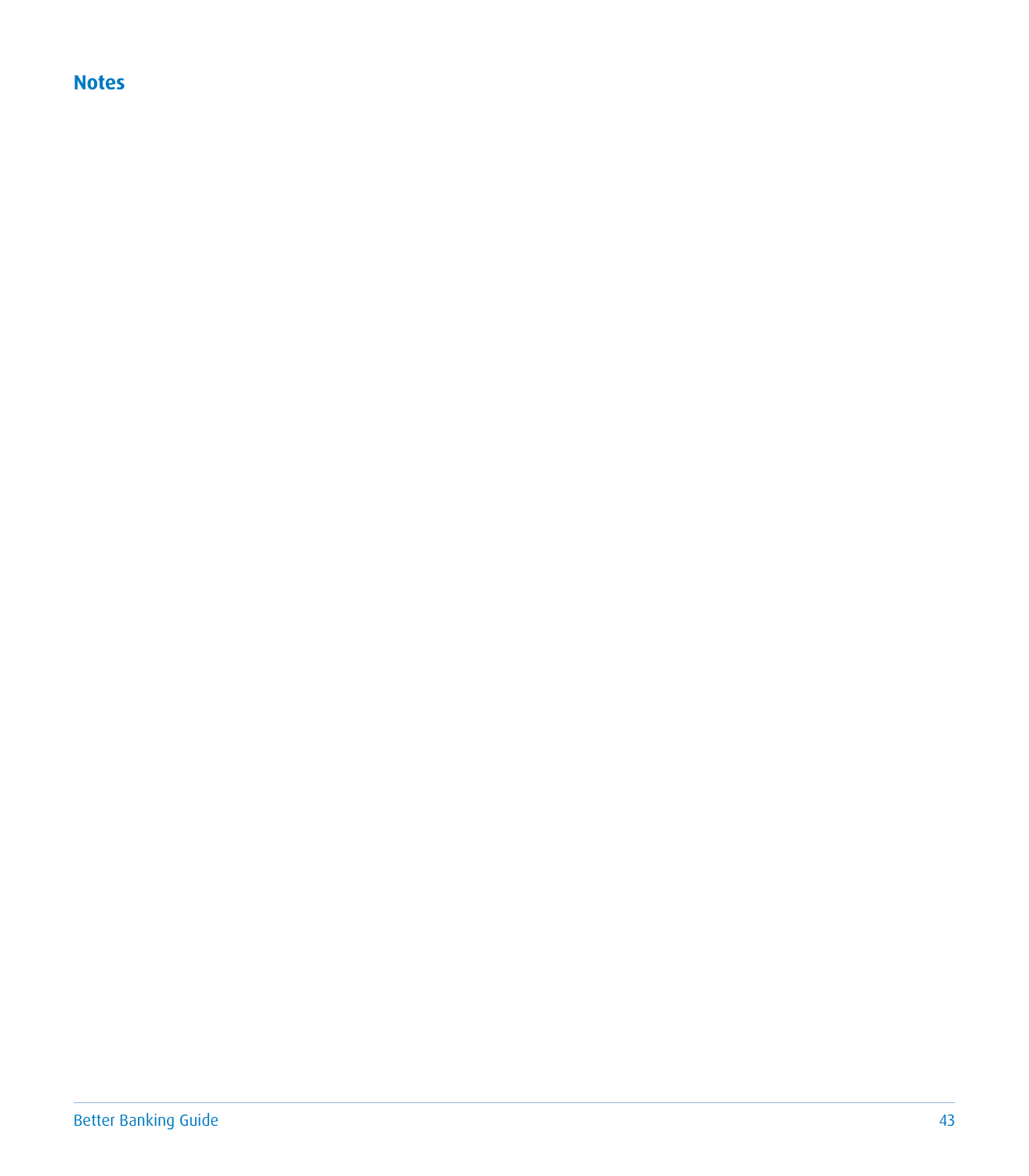## Notes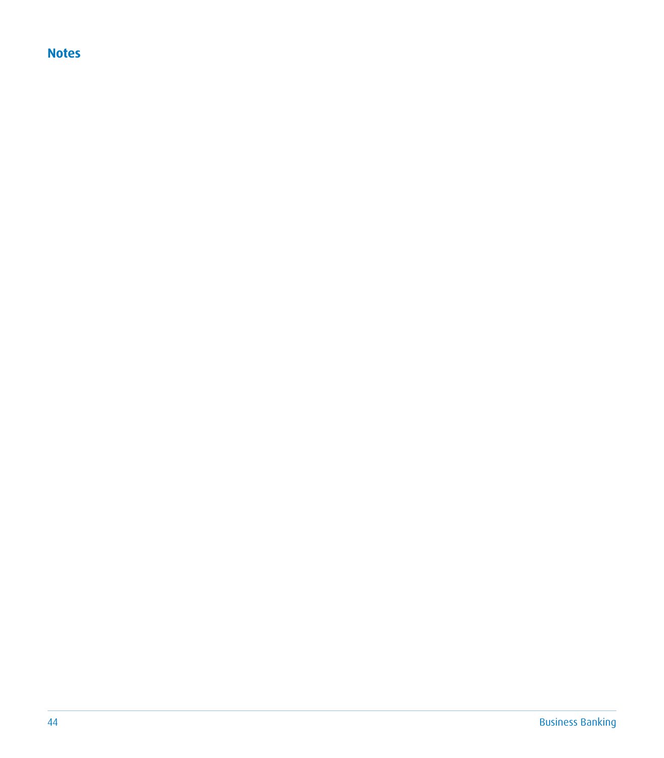## Notes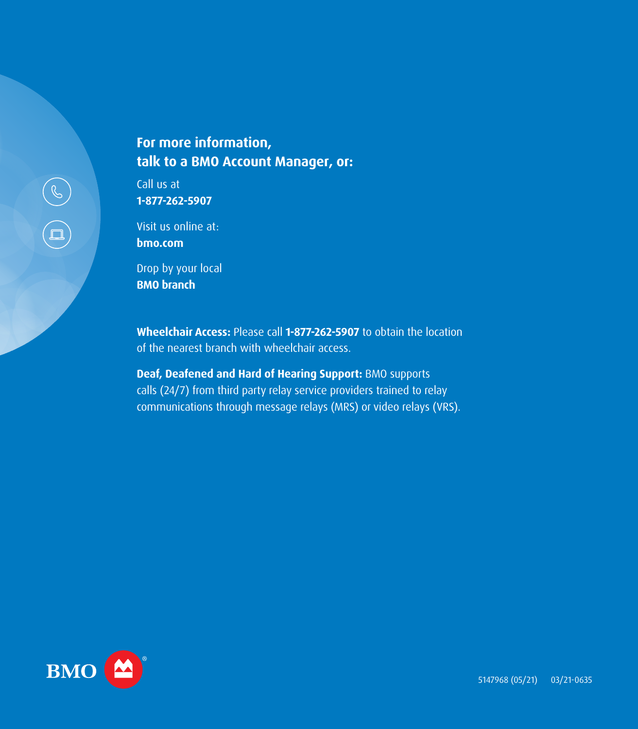**For more information,**
**talk to a BMO Account Manager, or:**

Call us at
**1-877-262-5907**

Visit us online at:
**bmo.com**

Drop by your local
**BMO branch**

**Wheelchair Access:** Please call **1-877-262-5907** to obtain the location of the nearest branch with wheelchair access.

**Deaf, Deafened and Hard of Hearing Support:** BMO supports calls (24/7) from third party relay service providers trained to relay communications through message relays (MRS) or video relays (VRS).

BMO®

5147968 (05/21) 03/21-0635